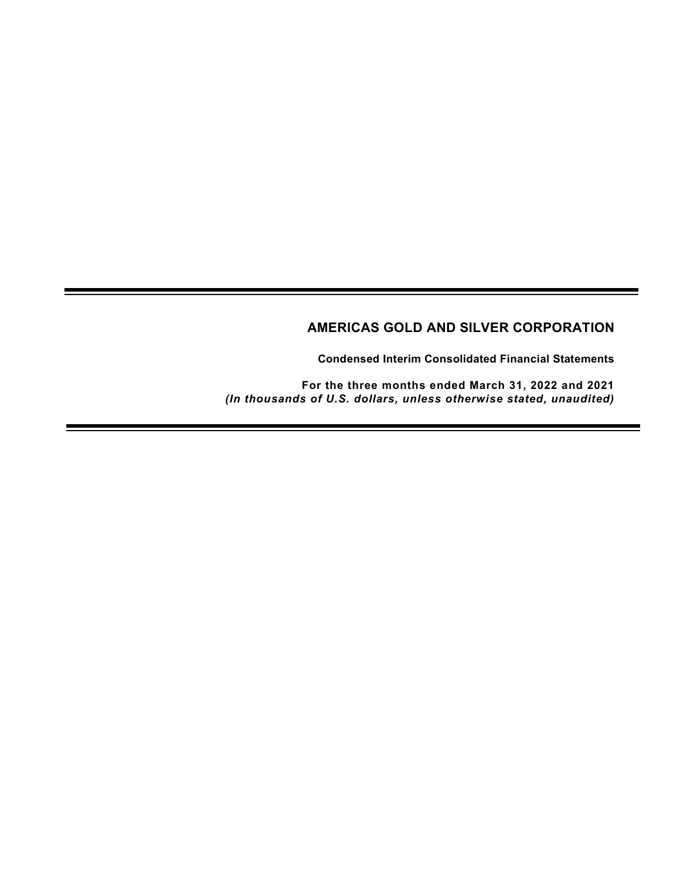# AMERICAS GOLD AND SILVER CORPORATION

**Condensed Interim Consolidated Financial Statements**

**For the three months ended March 31, 2022 and 2021**
***(In thousands of U.S. dollars, unless otherwise stated, unaudited)***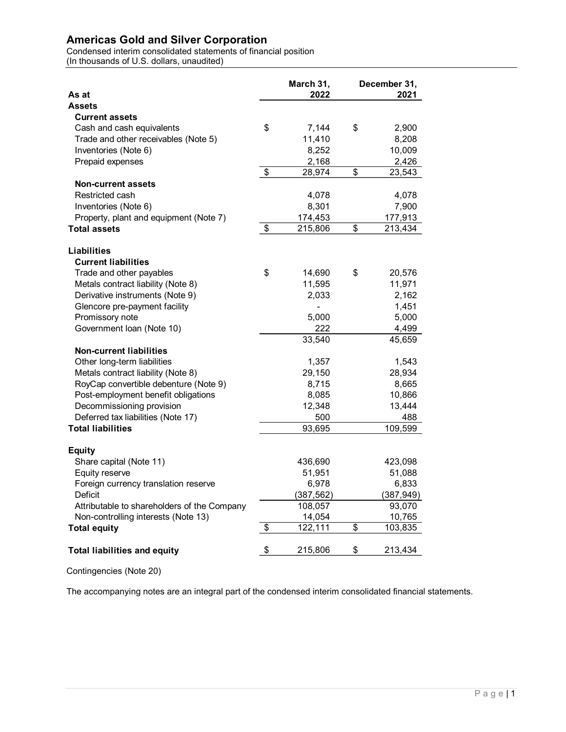# Americas Gold and Silver Corporation

Condensed interim consolidated statements of financial position
(In thousands of U.S. dollars, unaudited)

| As at | March 31, 2022 | December 31, 2021 |
|---|---|---|
| **Assets** | | |
| **Current assets** | | |
| Cash and cash equivalents | $ 7,144 | $ 2,900 |
| Trade and other receivables (Note 5) | 11,410 | 8,208 |
| Inventories (Note 6) | 8,252 | 10,009 |
| Prepaid expenses | 2,168 | 2,426 |
| | $ 28,974 | $ 23,543 |
| **Non-current assets** | | |
| Restricted cash | 4,078 | 4,078 |
| Inventories (Note 6) | 8,301 | 7,900 |
| Property, plant and equipment (Note 7) | 174,453 | 177,913 |
| **Total assets** | $ 215,806 | $ 213,434 |
| | | |
| **Liabilities** | | |
| **Current liabilities** | | |
| Trade and other payables | $ 14,690 | $ 20,576 |
| Metals contract liability (Note 8) | 11,595 | 11,971 |
| Derivative instruments (Note 9) | 2,033 | 2,162 |
| Glencore pre-payment facility | - | 1,451 |
| Promissory note | 5,000 | 5,000 |
| Government loan (Note 10) | 222 | 4,499 |
| | 33,540 | 45,659 |
| **Non-current liabilities** | | |
| Other long-term liabilities | 1,357 | 1,543 |
| Metals contract liability (Note 8) | 29,150 | 28,934 |
| RoyCap convertible debenture (Note 9) | 8,715 | 8,665 |
| Post-employment benefit obligations | 8,085 | 10,866 |
| Decommissioning provision | 12,348 | 13,444 |
| Deferred tax liabilities (Note 17) | 500 | 488 |
| **Total liabilities** | 93,695 | 109,599 |
| | | |
| **Equity** | | |
| Share capital (Note 11) | 436,690 | 423,098 |
| Equity reserve | 51,951 | 51,088 |
| Foreign currency translation reserve | 6,978 | 6,833 |
| Deficit | (387,562) | (387,949) |
| Attributable to shareholders of the Company | 108,057 | 93,070 |
| Non-controlling interests (Note 13) | 14,054 | 10,765 |
| **Total equity** | $ 122,111 | $ 103,835 |
| | | |
| **Total liabilities and equity** | $ 215,806 | $ 213,434 |

Contingencies (Note 20)

The accompanying notes are an integral part of the condensed interim consolidated financial statements.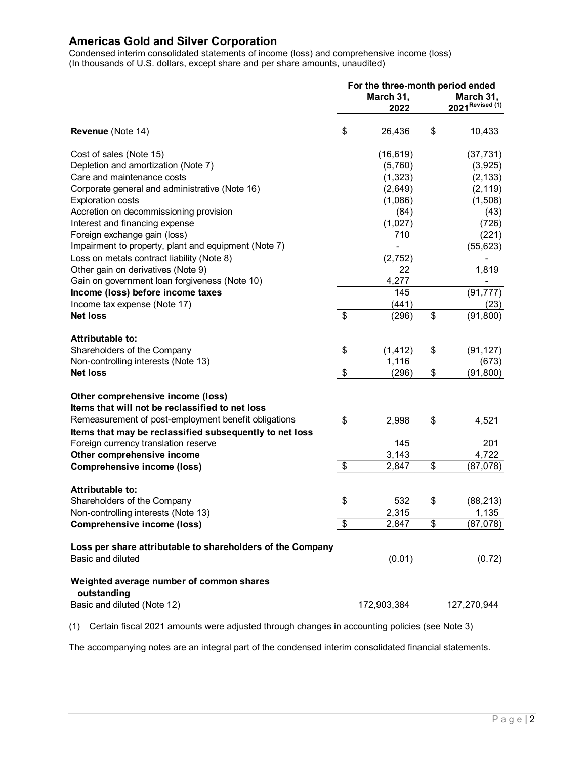# Americas Gold and Silver Corporation

Condensed interim consolidated statements of income (loss) and comprehensive income (loss)
(In thousands of U.S. dollars, except share and per share amounts, unaudited)

| | For the three-month period ended March 31, 2022 | March 31, 2021 Revised (1) |
|---|---|---|
| **Revenue** (Note 14) | $ 26,436 | $ 10,433 |
| Cost of sales (Note 15) | (16,619) | (37,731) |
| Depletion and amortization (Note 7) | (5,760) | (3,925) |
| Care and maintenance costs | (1,323) | (2,133) |
| Corporate general and administrative (Note 16) | (2,649) | (2,119) |
| Exploration costs | (1,086) | (1,508) |
| Accretion on decommissioning provision | (84) | (43) |
| Interest and financing expense | (1,027) | (726) |
| Foreign exchange gain (loss) | 710 | (221) |
| Impairment to property, plant and equipment (Note 7) | - | (55,623) |
| Loss on metals contract liability (Note 8) | (2,752) | - |
| Other gain on derivatives (Note 9) | 22 | 1,819 |
| Gain on government loan forgiveness (Note 10) | 4,277 | - |
| **Income (loss) before income taxes** | 145 | (91,777) |
| Income tax expense (Note 17) | (441) | (23) |
| **Net loss** | $ (296) | $ (91,800) |
| | | |
| **Attributable to:** | | |
| Shareholders of the Company | $ (1,412) | $ (91,127) |
| Non-controlling interests (Note 13) | 1,116 | (673) |
| **Net loss** | $ (296) | $ (91,800) |
| | | |
| **Other comprehensive income (loss)** | | |
| **Items that will not be reclassified to net loss** | | |
| Remeasurement of post-employment benefit obligations | $ 2,998 | $ 4,521 |
| **Items that may be reclassified subsequently to net loss** | | |
| Foreign currency translation reserve | 145 | 201 |
| **Other comprehensive income** | 3,143 | 4,722 |
| **Comprehensive income (loss)** | $ 2,847 | $ (87,078) |
| | | |
| **Attributable to:** | | |
| Shareholders of the Company | $ 532 | $ (88,213) |
| Non-controlling interests (Note 13) | 2,315 | 1,135 |
| **Comprehensive income (loss)** | $ 2,847 | $ (87,078) |
| | | |
| **Loss per share attributable to shareholders of the Company** | | |
| Basic and diluted | (0.01) | (0.72) |
| | | |
| **Weighted average number of common shares outstanding** | | |
| Basic and diluted (Note 12) | 172,903,384 | 127,270,944 |

(1) Certain fiscal 2021 amounts were adjusted through changes in accounting policies (see Note 3)

The accompanying notes are an integral part of the condensed interim consolidated financial statements.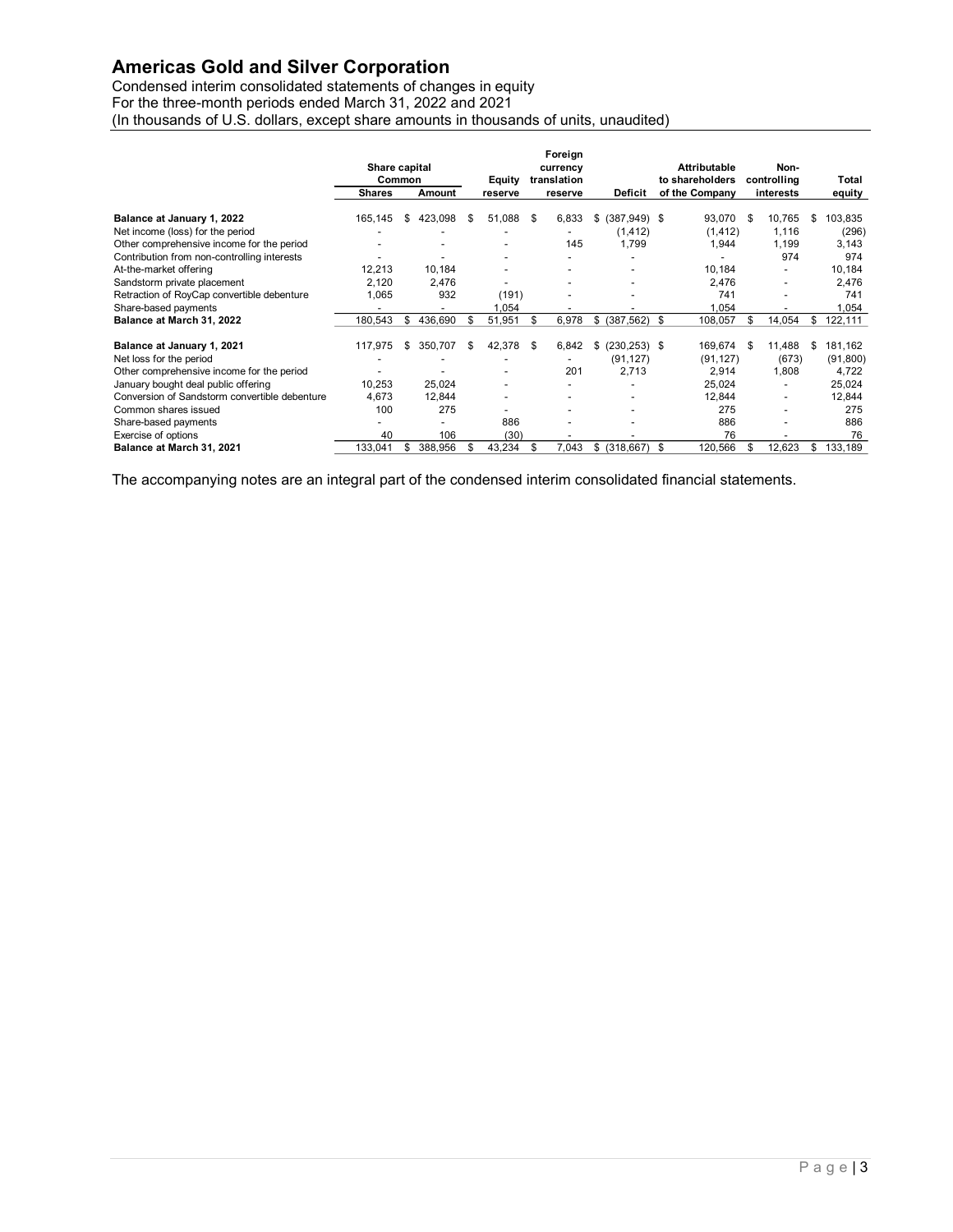# Americas Gold and Silver Corporation

Condensed interim consolidated statements of changes in equity
For the three-month periods ended March 31, 2022 and 2021
(In thousands of U.S. dollars, except share amounts in thousands of units, unaudited)

| | Share capital Common | | Equity | Foreign currency translation | | Attributable to shareholders | Non-controlling | Total |
|---|---|---|---|---|---|---|---|---|
| | Shares | Amount | reserve | reserve | Deficit | of the Company | interests | equity |
| **Balance at January 1, 2022** | 165,145 | $ 423,098 | $ 51,088 | $ 6,833 | $ (387,949) | $ 93,070 | $ 10,765 | $ 103,835 |
| Net income (loss) for the period | - | - | - | - | (1,412) | (1,412) | 1,116 | (296) |
| Other comprehensive income for the period | - | - | - | 145 | 1,799 | 1,944 | 1,199 | 3,143 |
| Contribution from non-controlling interests | - | - | - | - | - | - | 974 | 974 |
| At-the-market offering | 12,213 | 10,184 | - | - | - | 10,184 | - | 10,184 |
| Sandstorm private placement | 2,120 | 2,476 | - | - | - | 2,476 | - | 2,476 |
| Retraction of RoyCap convertible debenture | 1,065 | 932 | (191) | - | - | 741 | - | 741 |
| Share-based payments | - | - | 1,054 | - | - | 1,054 | - | 1,054 |
| **Balance at March 31, 2022** | 180,543 | $ 436,690 | $ 51,951 | $ 6,978 | $ (387,562) | $ 108,057 | $ 14,054 | $ 122,111 |
| | | | | | | | | |
| **Balance at January 1, 2021** | 117,975 | $ 350,707 | $ 42,378 | $ 6,842 | $ (230,253) | $ 169,674 | $ 11,488 | $ 181,162 |
| Net loss for the period | - | - | - | - | (91,127) | (91,127) | (673) | (91,800) |
| Other comprehensive income for the period | - | - | - | 201 | 2,713 | 2,914 | 1,808 | 4,722 |
| January bought deal public offering | 10,253 | 25,024 | - | - | - | 25,024 | - | 25,024 |
| Conversion of Sandstorm convertible debenture | 4,673 | 12,844 | - | - | - | 12,844 | - | 12,844 |
| Common shares issued | 100 | 275 | - | - | - | 275 | - | 275 |
| Share-based payments | - | - | 886 | - | - | 886 | - | 886 |
| Exercise of options | 40 | 106 | (30) | - | - | 76 | - | 76 |
| **Balance at March 31, 2021** | 133,041 | $ 388,956 | $ 43,234 | $ 7,043 | $ (318,667) | $ 120,566 | $ 12,623 | $ 133,189 |

The accompanying notes are an integral part of the condensed interim consolidated financial statements.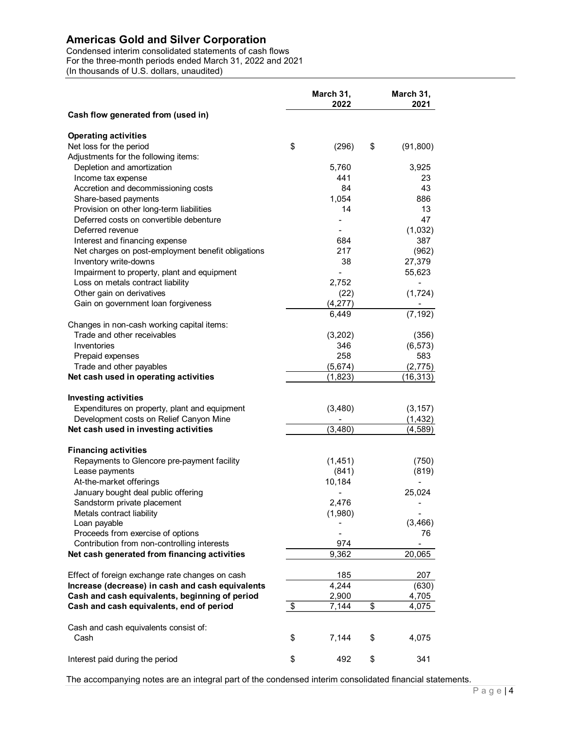# Americas Gold and Silver Corporation

Condensed interim consolidated statements of cash flows
For the three-month periods ended March 31, 2022 and 2021
(In thousands of U.S. dollars, unaudited)

| | March 31, 2022 | March 31, 2021 |
|---|---|---|
| **Cash flow generated from (used in)** | | |
| **Operating activities** | | |
| Net loss for the period | $ (296) | $ (91,800) |
| Adjustments for the following items: | | |
| Depletion and amortization | 5,760 | 3,925 |
| Income tax expense | 441 | 23 |
| Accretion and decommissioning costs | 84 | 43 |
| Share-based payments | 1,054 | 886 |
| Provision on other long-term liabilities | 14 | 13 |
| Deferred costs on convertible debenture | - | 47 |
| Deferred revenue | - | (1,032) |
| Interest and financing expense | 684 | 387 |
| Net charges on post-employment benefit obligations | 217 | (962) |
| Inventory write-downs | 38 | 27,379 |
| Impairment to property, plant and equipment | - | 55,623 |
| Loss on metals contract liability | 2,752 | - |
| Other gain on derivatives | (22) | (1,724) |
| Gain on government loan forgiveness | (4,277) | - |
| | 6,449 | (7,192) |
| Changes in non-cash working capital items: | | |
| Trade and other receivables | (3,202) | (356) |
| Inventories | 346 | (6,573) |
| Prepaid expenses | 258 | 583 |
| Trade and other payables | (5,674) | (2,775) |
| **Net cash used in operating activities** | (1,823) | (16,313) |
| **Investing activities** | | |
| Expenditures on property, plant and equipment | (3,480) | (3,157) |
| Development costs on Relief Canyon Mine | - | (1,432) |
| **Net cash used in investing activities** | (3,480) | (4,589) |
| **Financing activities** | | |
| Repayments to Glencore pre-payment facility | (1,451) | (750) |
| Lease payments | (841) | (819) |
| At-the-market offerings | 10,184 | - |
| January bought deal public offering | - | 25,024 |
| Sandstorm private placement | 2,476 | - |
| Metals contract liability | (1,980) | - |
| Loan payable | - | (3,466) |
| Proceeds from exercise of options | - | 76 |
| Contribution from non-controlling interests | 974 | - |
| **Net cash generated from financing activities** | 9,362 | 20,065 |
| Effect of foreign exchange rate changes on cash | 185 | 207 |
| **Increase (decrease) in cash and cash equivalents** | 4,244 | (630) |
| **Cash and cash equivalents, beginning of period** | 2,900 | 4,705 |
| **Cash and cash equivalents, end of period** | $ 7,144 | $ 4,075 |
| Cash and cash equivalents consist of: | | |
| Cash | $ 7,144 | $ 4,075 |
| Interest paid during the period | $ 492 | $ 341 |

The accompanying notes are an integral part of the condensed interim consolidated financial statements.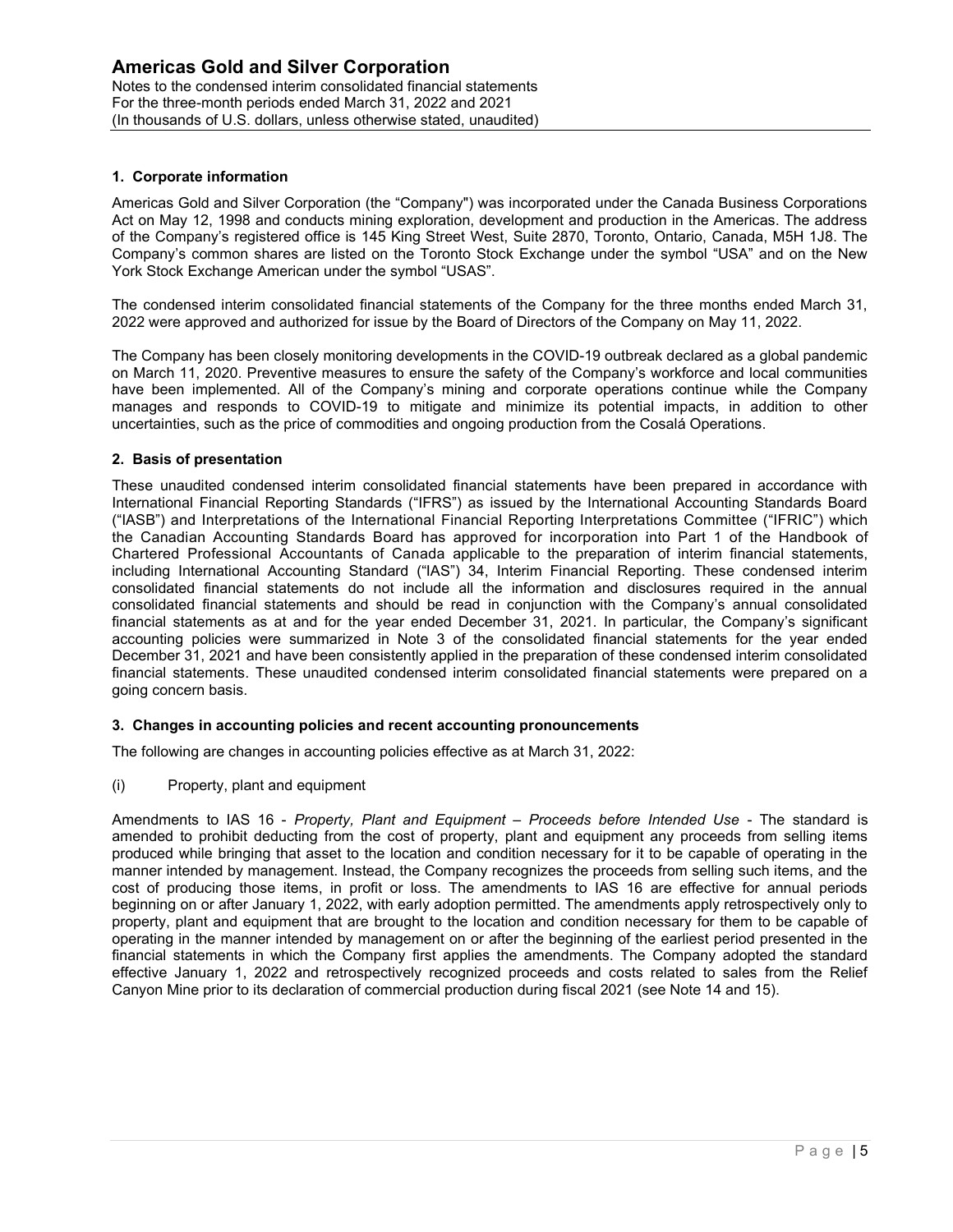### 1. Corporate information

Americas Gold and Silver Corporation (the "Company") was incorporated under the Canada Business Corporations Act on May 12, 1998 and conducts mining exploration, development and production in the Americas. The address of the Company's registered office is 145 King Street West, Suite 2870, Toronto, Ontario, Canada, M5H 1J8. The Company's common shares are listed on the Toronto Stock Exchange under the symbol "USA" and on the New York Stock Exchange American under the symbol "USAS".

The condensed interim consolidated financial statements of the Company for the three months ended March 31, 2022 were approved and authorized for issue by the Board of Directors of the Company on May 11, 2022.

The Company has been closely monitoring developments in the COVID-19 outbreak declared as a global pandemic on March 11, 2020. Preventive measures to ensure the safety of the Company's workforce and local communities have been implemented. All of the Company's mining and corporate operations continue while the Company manages and responds to COVID-19 to mitigate and minimize its potential impacts, in addition to other uncertainties, such as the price of commodities and ongoing production from the Cosalá Operations.

### 2. Basis of presentation

These unaudited condensed interim consolidated financial statements have been prepared in accordance with International Financial Reporting Standards ("IFRS") as issued by the International Accounting Standards Board ("IASB") and Interpretations of the International Financial Reporting Interpretations Committee ("IFRIC") which the Canadian Accounting Standards Board has approved for incorporation into Part 1 of the Handbook of Chartered Professional Accountants of Canada applicable to the preparation of interim financial statements, including International Accounting Standard ("IAS") 34, Interim Financial Reporting. These condensed interim consolidated financial statements do not include all the information and disclosures required in the annual consolidated financial statements and should be read in conjunction with the Company's annual consolidated financial statements as at and for the year ended December 31, 2021. In particular, the Company's significant accounting policies were summarized in Note 3 of the consolidated financial statements for the year ended December 31, 2021 and have been consistently applied in the preparation of these condensed interim consolidated financial statements. These unaudited condensed interim consolidated financial statements were prepared on a going concern basis.

### 3. Changes in accounting policies and recent accounting pronouncements

The following are changes in accounting policies effective as at March 31, 2022:

(i) Property, plant and equipment

Amendments to IAS 16 - *Property, Plant and Equipment – Proceeds before Intended Use* - The standard is amended to prohibit deducting from the cost of property, plant and equipment any proceeds from selling items produced while bringing that asset to the location and condition necessary for it to be capable of operating in the manner intended by management. Instead, the Company recognizes the proceeds from selling such items, and the cost of producing those items, in profit or loss. The amendments to IAS 16 are effective for annual periods beginning on or after January 1, 2022, with early adoption permitted. The amendments apply retrospectively only to property, plant and equipment that are brought to the location and condition necessary for them to be capable of operating in the manner intended by management on or after the beginning of the earliest period presented in the financial statements in which the Company first applies the amendments. The Company adopted the standard effective January 1, 2022 and retrospectively recognized proceeds and costs related to sales from the Relief Canyon Mine prior to its declaration of commercial production during fiscal 2021 (see Note 14 and 15).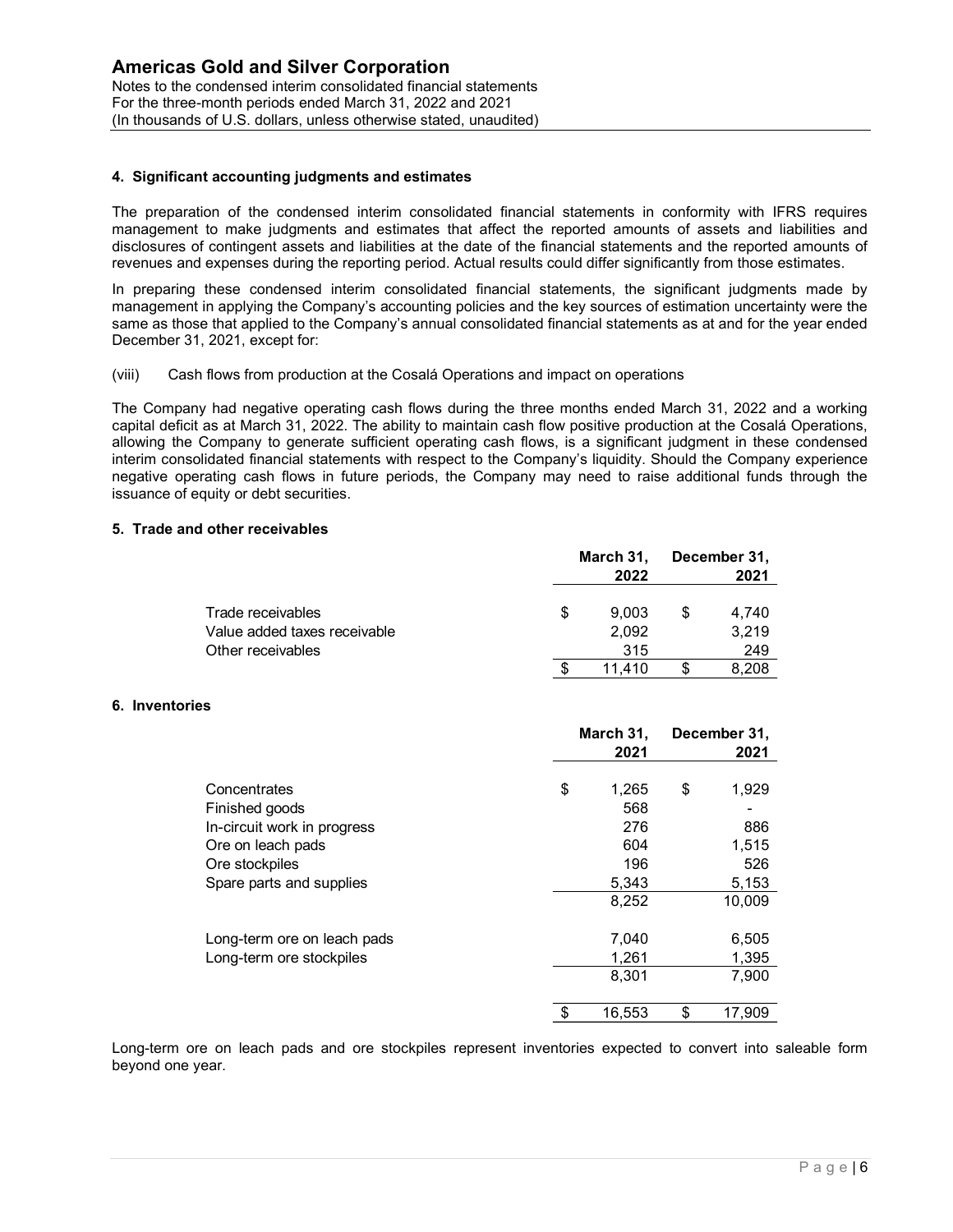### 4. Significant accounting judgments and estimates

The preparation of the condensed interim consolidated financial statements in conformity with IFRS requires management to make judgments and estimates that affect the reported amounts of assets and liabilities and disclosures of contingent assets and liabilities at the date of the financial statements and the reported amounts of revenues and expenses during the reporting period. Actual results could differ significantly from those estimates.

In preparing these condensed interim consolidated financial statements, the significant judgments made by management in applying the Company's accounting policies and the key sources of estimation uncertainty were the same as those that applied to the Company's annual consolidated financial statements as at and for the year ended December 31, 2021, except for:

(viii) Cash flows from production at the Cosalá Operations and impact on operations

The Company had negative operating cash flows during the three months ended March 31, 2022 and a working capital deficit as at March 31, 2022. The ability to maintain cash flow positive production at the Cosalá Operations, allowing the Company to generate sufficient operating cash flows, is a significant judgment in these condensed interim consolidated financial statements with respect to the Company's liquidity. Should the Company experience negative operating cash flows in future periods, the Company may need to raise additional funds through the issuance of equity or debt securities.

### 5. Trade and other receivables

| | March 31, 2022 | December 31, 2021 |
|---|---|---|
| Trade receivables | $ 9,003 | $ 4,740 |
| Value added taxes receivable | 2,092 | 3,219 |
| Other receivables | 315 | 249 |
| | $ 11,410 | $ 8,208 |

### 6. Inventories

| | March 31, 2021 | December 31, 2021 |
|---|---|---|
| Concentrates | $ 1,265 | $ 1,929 |
| Finished goods | 568 | - |
| In-circuit work in progress | 276 | 886 |
| Ore on leach pads | 604 | 1,515 |
| Ore stockpiles | 196 | 526 |
| Spare parts and supplies | 5,343 | 5,153 |
| | 8,252 | 10,009 |
| Long-term ore on leach pads | 7,040 | 6,505 |
| Long-term ore stockpiles | 1,261 | 1,395 |
| | 8,301 | 7,900 |
| | $ 16,553 | $ 17,909 |

Long-term ore on leach pads and ore stockpiles represent inventories expected to convert into saleable form beyond one year.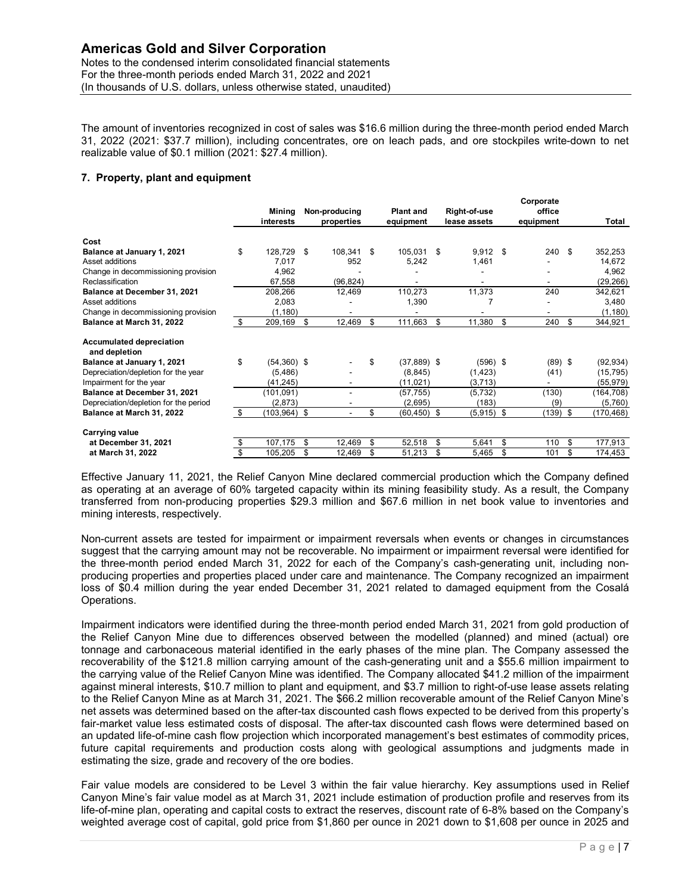The amount of inventories recognized in cost of sales was $16.6 million during the three-month period ended March 31, 2022 (2021: $37.7 million), including concentrates, ore on leach pads, and ore stockpiles write-down to net realizable value of $0.1 million (2021: $27.4 million).

## 7. Property, plant and equipment

| | Mining interests | Non-producing properties | Plant and equipment | Right-of-use lease assets | Corporate office equipment | Total |
|---|---|---|---|---|---|---|
| **Cost** | | | | | | |
| **Balance at January 1, 2021** | $ 128,729 | $ 108,341 | $ 105,031 | $ 9,912 | $ 240 | $ 352,253 |
| Asset additions | 7,017 | 952 | 5,242 | 1,461 | - | 14,672 |
| Change in decommissioning provision | 4,962 | - | - | - | - | 4,962 |
| Reclassification | 67,558 | (96,824) | - | - | - | (29,266) |
| **Balance at December 31, 2021** | 208,266 | 12,469 | 110,273 | 11,373 | 240 | 342,621 |
| Asset additions | 2,083 | - | 1,390 | 7 | - | 3,480 |
| Change in decommissioning provision | (1,180) | - | - | - | - | (1,180) |
| **Balance at March 31, 2022** | $ 209,169 | $ 12,469 | $ 111,663 | $ 11,380 | $ 240 | $ 344,921 |
| **Accumulated depreciation and depletion** | | | | | | |
| **Balance at January 1, 2021** | $ (54,360) | $ - | $ (37,889) | $ (596) | $ (89) | $ (92,934) |
| Depreciation/depletion for the year | (5,486) | - | (8,845) | (1,423) | (41) | (15,795) |
| Impairment for the year | (41,245) | - | (11,021) | (3,713) | - | (55,979) |
| **Balance at December 31, 2021** | (101,091) | - | (57,755) | (5,732) | (130) | (164,708) |
| Depreciation/depletion for the period | (2,873) | - | (2,695) | (183) | (9) | (5,760) |
| **Balance at March 31, 2022** | $ (103,964) | $ - | $ (60,450) | $ (5,915) | $ (139) | $ (170,468) |
| **Carrying value** | | | | | | |
| **at December 31, 2021** | $ 107,175 | $ 12,469 | $ 52,518 | $ 5,641 | $ 110 | $ 177,913 |
| **at March 31, 2022** | $ 105,205 | $ 12,469 | $ 51,213 | $ 5,465 | $ 101 | $ 174,453 |

Effective January 11, 2021, the Relief Canyon Mine declared commercial production which the Company defined as operating at an average of 60% targeted capacity within its mining feasibility study. As a result, the Company transferred from non-producing properties $29.3 million and $67.6 million in net book value to inventories and mining interests, respectively.

Non-current assets are tested for impairment or impairment reversals when events or changes in circumstances suggest that the carrying amount may not be recoverable. No impairment or impairment reversal were identified for the three-month period ended March 31, 2022 for each of the Company's cash-generating unit, including non-producing properties and properties placed under care and maintenance. The Company recognized an impairment loss of $0.4 million during the year ended December 31, 2021 related to damaged equipment from the Cosalá Operations.

Impairment indicators were identified during the three-month period ended March 31, 2021 from gold production of the Relief Canyon Mine due to differences observed between the modelled (planned) and mined (actual) ore tonnage and carbonaceous material identified in the early phases of the mine plan. The Company assessed the recoverability of the $121.8 million carrying amount of the cash-generating unit and a $55.6 million impairment to the carrying value of the Relief Canyon Mine was identified. The Company allocated $41.2 million of the impairment against mineral interests, $10.7 million to plant and equipment, and $3.7 million to right-of-use lease assets relating to the Relief Canyon Mine as at March 31, 2021. The $66.2 million recoverable amount of the Relief Canyon Mine's net assets was determined based on the after-tax discounted cash flows expected to be derived from this property's fair-market value less estimated costs of disposal. The after-tax discounted cash flows were determined based on an updated life-of-mine cash flow projection which incorporated management's best estimates of commodity prices, future capital requirements and production costs along with geological assumptions and judgments made in estimating the size, grade and recovery of the ore bodies.

Fair value models are considered to be Level 3 within the fair value hierarchy. Key assumptions used in Relief Canyon Mine's fair value model as at March 31, 2021 include estimation of production profile and reserves from its life-of-mine plan, operating and capital costs to extract the reserves, discount rate of 6-8% based on the Company's weighted average cost of capital, gold price from $1,860 per ounce in 2021 down to $1,608 per ounce in 2025 and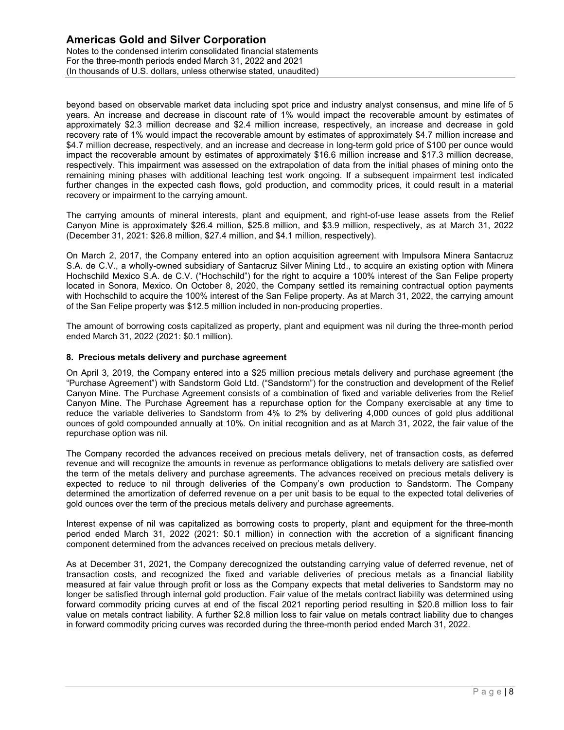beyond based on observable market data including spot price and industry analyst consensus, and mine life of 5 years. An increase and decrease in discount rate of 1% would impact the recoverable amount by estimates of approximately \$2.3 million decrease and \$2.4 million increase, respectively, an increase and decrease in gold recovery rate of 1% would impact the recoverable amount by estimates of approximately \$4.7 million increase and \$4.7 million decrease, respectively, and an increase and decrease in long-term gold price of \$100 per ounce would impact the recoverable amount by estimates of approximately \$16.6 million increase and \$17.3 million decrease, respectively. This impairment was assessed on the extrapolation of data from the initial phases of mining onto the remaining mining phases with additional leaching test work ongoing. If a subsequent impairment test indicated further changes in the expected cash flows, gold production, and commodity prices, it could result in a material recovery or impairment to the carrying amount.

The carrying amounts of mineral interests, plant and equipment, and right-of-use lease assets from the Relief Canyon Mine is approximately \$26.4 million, \$25.8 million, and \$3.9 million, respectively, as at March 31, 2022 (December 31, 2021: \$26.8 million, \$27.4 million, and \$4.1 million, respectively).

On March 2, 2017, the Company entered into an option acquisition agreement with Impulsora Minera Santacruz S.A. de C.V., a wholly-owned subsidiary of Santacruz Silver Mining Ltd., to acquire an existing option with Minera Hochschild Mexico S.A. de C.V. ("Hochschild") for the right to acquire a 100% interest of the San Felipe property located in Sonora, Mexico. On October 8, 2020, the Company settled its remaining contractual option payments with Hochschild to acquire the 100% interest of the San Felipe property. As at March 31, 2022, the carrying amount of the San Felipe property was \$12.5 million included in non-producing properties.

The amount of borrowing costs capitalized as property, plant and equipment was nil during the three-month period ended March 31, 2022 (2021: \$0.1 million).

**8. Precious metals delivery and purchase agreement**

On April 3, 2019, the Company entered into a \$25 million precious metals delivery and purchase agreement (the "Purchase Agreement") with Sandstorm Gold Ltd. ("Sandstorm") for the construction and development of the Relief Canyon Mine. The Purchase Agreement consists of a combination of fixed and variable deliveries from the Relief Canyon Mine. The Purchase Agreement has a repurchase option for the Company exercisable at any time to reduce the variable deliveries to Sandstorm from 4% to 2% by delivering 4,000 ounces of gold plus additional ounces of gold compounded annually at 10%. On initial recognition and as at March 31, 2022, the fair value of the repurchase option was nil.

The Company recorded the advances received on precious metals delivery, net of transaction costs, as deferred revenue and will recognize the amounts in revenue as performance obligations to metals delivery are satisfied over the term of the metals delivery and purchase agreements. The advances received on precious metals delivery is expected to reduce to nil through deliveries of the Company's own production to Sandstorm. The Company determined the amortization of deferred revenue on a per unit basis to be equal to the expected total deliveries of gold ounces over the term of the precious metals delivery and purchase agreements.

Interest expense of nil was capitalized as borrowing costs to property, plant and equipment for the three-month period ended March 31, 2022 (2021: \$0.1 million) in connection with the accretion of a significant financing component determined from the advances received on precious metals delivery.

As at December 31, 2021, the Company derecognized the outstanding carrying value of deferred revenue, net of transaction costs, and recognized the fixed and variable deliveries of precious metals as a financial liability measured at fair value through profit or loss as the Company expects that metal deliveries to Sandstorm may no longer be satisfied through internal gold production. Fair value of the metals contract liability was determined using forward commodity pricing curves at end of the fiscal 2021 reporting period resulting in \$20.8 million loss to fair value on metals contract liability. A further \$2.8 million loss to fair value on metals contract liability due to changes in forward commodity pricing curves was recorded during the three-month period ended March 31, 2022.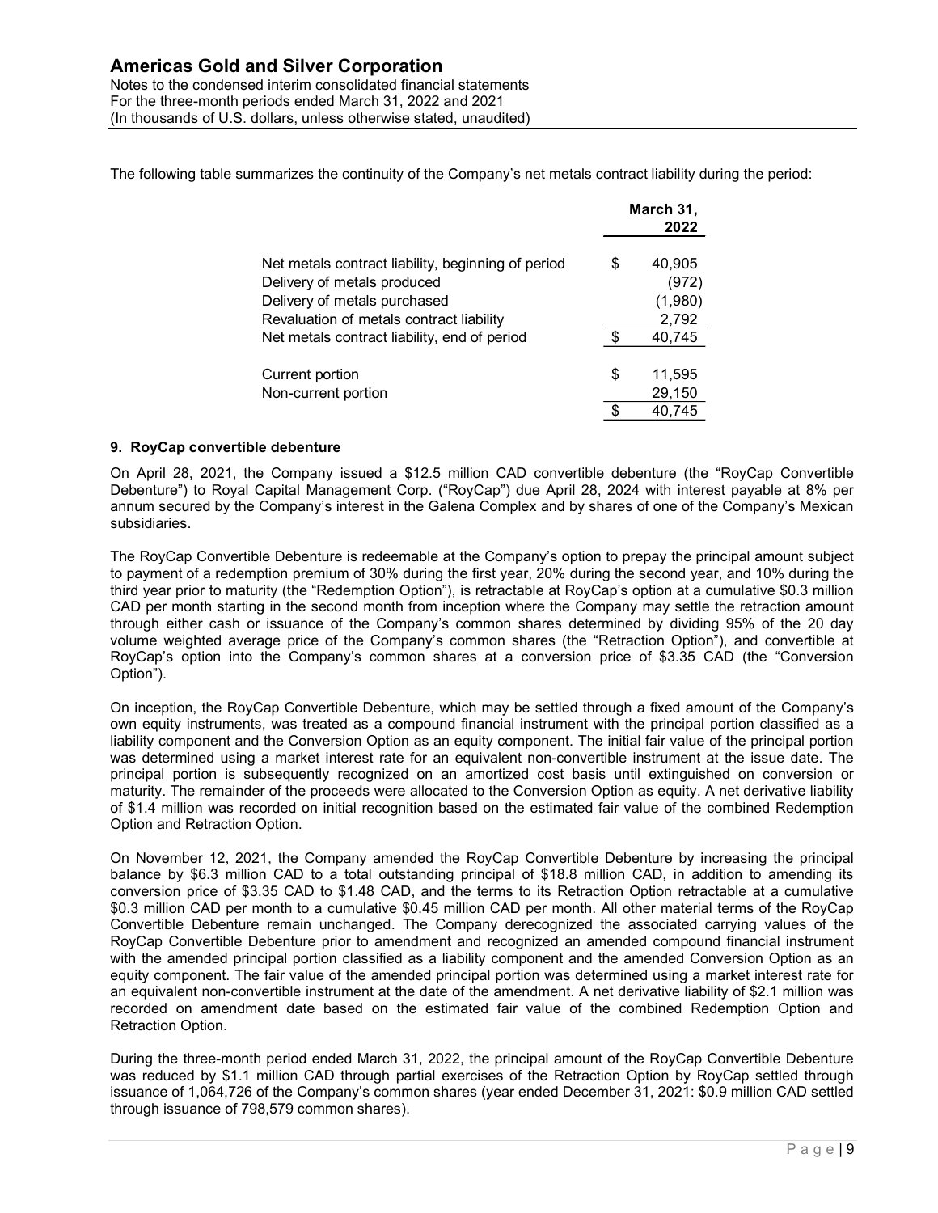The following table summarizes the continuity of the Company's net metals contract liability during the period:

| | March 31, 2022 |
|---|---|
| Net metals contract liability, beginning of period | $ 40,905 |
| Delivery of metals produced | (972) |
| Delivery of metals purchased | (1,980) |
| Revaluation of metals contract liability | 2,792 |
| Net metals contract liability, end of period | $ 40,745 |
| | |
| Current portion | $ 11,595 |
| Non-current portion | 29,150 |
| | $ 40,745 |

### 9. RoyCap convertible debenture

On April 28, 2021, the Company issued a $12.5 million CAD convertible debenture (the "RoyCap Convertible Debenture") to Royal Capital Management Corp. ("RoyCap") due April 28, 2024 with interest payable at 8% per annum secured by the Company's interest in the Galena Complex and by shares of one of the Company's Mexican subsidiaries.

The RoyCap Convertible Debenture is redeemable at the Company's option to prepay the principal amount subject to payment of a redemption premium of 30% during the first year, 20% during the second year, and 10% during the third year prior to maturity (the "Redemption Option"), is retractable at RoyCap's option at a cumulative $0.3 million CAD per month starting in the second month from inception where the Company may settle the retraction amount through either cash or issuance of the Company's common shares determined by dividing 95% of the 20 day volume weighted average price of the Company's common shares (the "Retraction Option"), and convertible at RoyCap's option into the Company's common shares at a conversion price of $3.35 CAD (the "Conversion Option").

On inception, the RoyCap Convertible Debenture, which may be settled through a fixed amount of the Company's own equity instruments, was treated as a compound financial instrument with the principal portion classified as a liability component and the Conversion Option as an equity component. The initial fair value of the principal portion was determined using a market interest rate for an equivalent non-convertible instrument at the issue date. The principal portion is subsequently recognized on an amortized cost basis until extinguished on conversion or maturity. The remainder of the proceeds were allocated to the Conversion Option as equity. A net derivative liability of $1.4 million was recorded on initial recognition based on the estimated fair value of the combined Redemption Option and Retraction Option.

On November 12, 2021, the Company amended the RoyCap Convertible Debenture by increasing the principal balance by $6.3 million CAD to a total outstanding principal of $18.8 million CAD, in addition to amending its conversion price of $3.35 CAD to $1.48 CAD, and the terms to its Retraction Option retractable at a cumulative $0.3 million CAD per month to a cumulative $0.45 million CAD per month. All other material terms of the RoyCap Convertible Debenture remain unchanged. The Company derecognized the associated carrying values of the RoyCap Convertible Debenture prior to amendment and recognized an amended compound financial instrument with the amended principal portion classified as a liability component and the amended Conversion Option as an equity component. The fair value of the amended principal portion was determined using a market interest rate for an equivalent non-convertible instrument at the date of the amendment. A net derivative liability of $2.1 million was recorded on amendment date based on the estimated fair value of the combined Redemption Option and Retraction Option.

During the three-month period ended March 31, 2022, the principal amount of the RoyCap Convertible Debenture was reduced by $1.1 million CAD through partial exercises of the Retraction Option by RoyCap settled through issuance of 1,064,726 of the Company's common shares (year ended December 31, 2021: $0.9 million CAD settled through issuance of 798,579 common shares).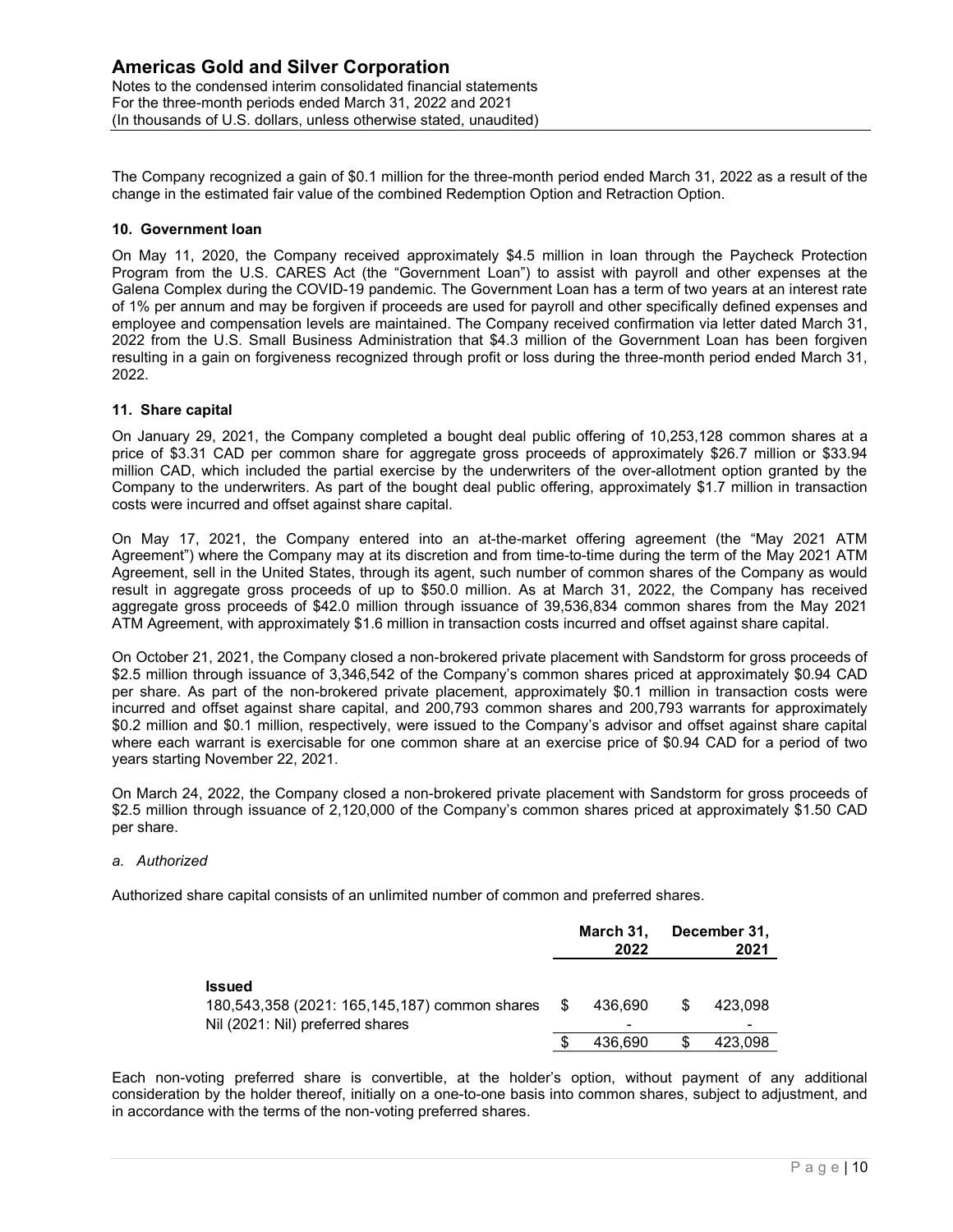The Company recognized a gain of $0.1 million for the three-month period ended March 31, 2022 as a result of the change in the estimated fair value of the combined Redemption Option and Retraction Option.

### 10. Government loan

On May 11, 2020, the Company received approximately $4.5 million in loan through the Paycheck Protection Program from the U.S. CARES Act (the "Government Loan") to assist with payroll and other expenses at the Galena Complex during the COVID-19 pandemic. The Government Loan has a term of two years at an interest rate of 1% per annum and may be forgiven if proceeds are used for payroll and other specifically defined expenses and employee and compensation levels are maintained. The Company received confirmation via letter dated March 31, 2022 from the U.S. Small Business Administration that $4.3 million of the Government Loan has been forgiven resulting in a gain on forgiveness recognized through profit or loss during the three-month period ended March 31, 2022.

### 11. Share capital

On January 29, 2021, the Company completed a bought deal public offering of 10,253,128 common shares at a price of $3.31 CAD per common share for aggregate gross proceeds of approximately $26.7 million or $33.94 million CAD, which included the partial exercise by the underwriters of the over-allotment option granted by the Company to the underwriters. As part of the bought deal public offering, approximately $1.7 million in transaction costs were incurred and offset against share capital.

On May 17, 2021, the Company entered into an at-the-market offering agreement (the "May 2021 ATM Agreement") where the Company may at its discretion and from time-to-time during the term of the May 2021 ATM Agreement, sell in the United States, through its agent, such number of common shares of the Company as would result in aggregate gross proceeds of up to $50.0 million. As at March 31, 2022, the Company has received aggregate gross proceeds of $42.0 million through issuance of 39,536,834 common shares from the May 2021 ATM Agreement, with approximately $1.6 million in transaction costs incurred and offset against share capital.

On October 21, 2021, the Company closed a non-brokered private placement with Sandstorm for gross proceeds of $2.5 million through issuance of 3,346,542 of the Company's common shares priced at approximately $0.94 CAD per share. As part of the non-brokered private placement, approximately $0.1 million in transaction costs were incurred and offset against share capital, and 200,793 common shares and 200,793 warrants for approximately $0.2 million and $0.1 million, respectively, were issued to the Company's advisor and offset against share capital where each warrant is exercisable for one common share at an exercise price of $0.94 CAD for a period of two years starting November 22, 2021.

On March 24, 2022, the Company closed a non-brokered private placement with Sandstorm for gross proceeds of $2.5 million through issuance of 2,120,000 of the Company's common shares priced at approximately $1.50 CAD per share.

*a. Authorized*

Authorized share capital consists of an unlimited number of common and preferred shares.

| | March 31, 2022 | December 31, 2021 |
|---|---|---|
| **Issued** | | |
| 180,543,358 (2021: 165,145,187) common shares | $ 436,690 | $ 423,098 |
| Nil (2021: Nil) preferred shares | - | - |
| | $ 436,690 | $ 423,098 |

Each non-voting preferred share is convertible, at the holder's option, without payment of any additional consideration by the holder thereof, initially on a one-to-one basis into common shares, subject to adjustment, and in accordance with the terms of the non-voting preferred shares.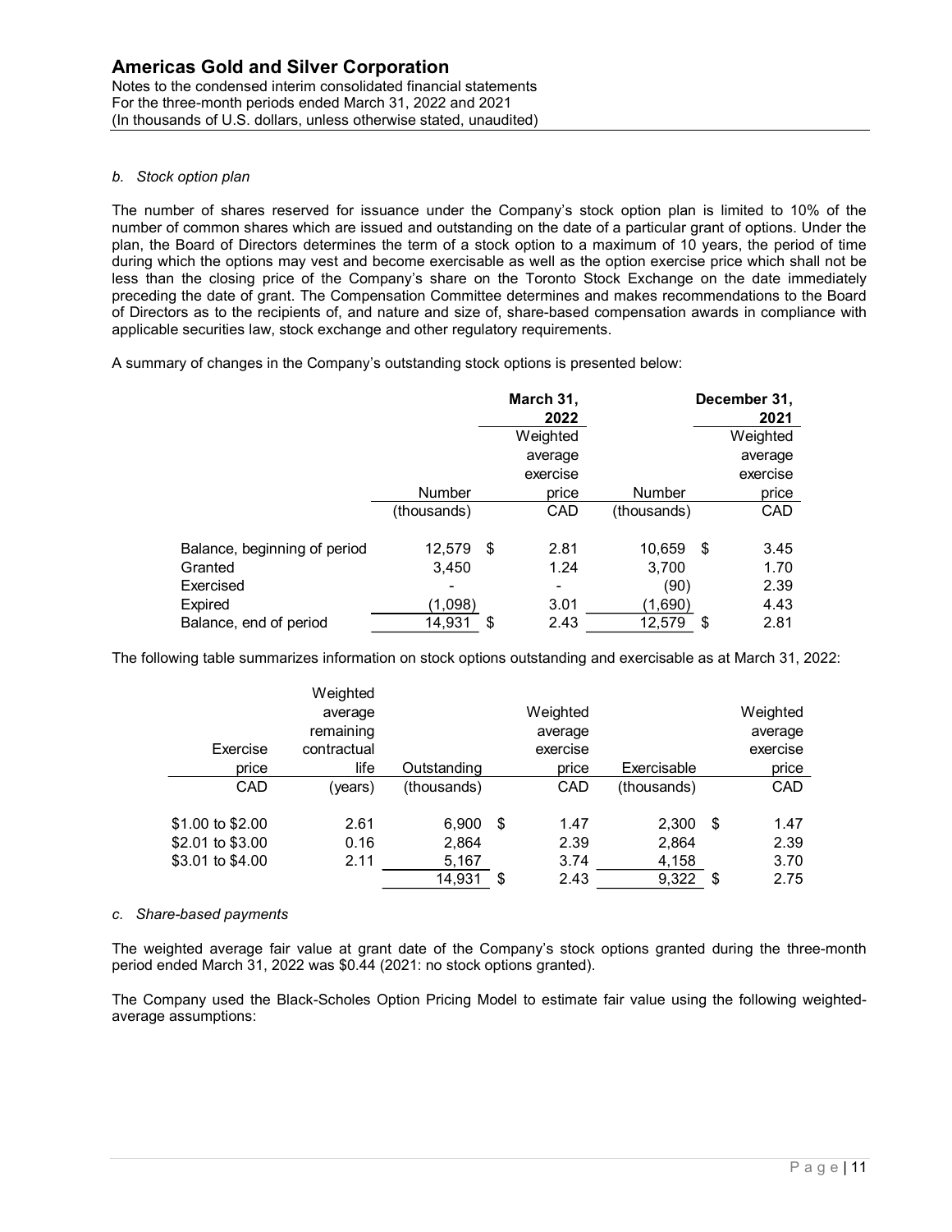*b. Stock option plan*

The number of shares reserved for issuance under the Company's stock option plan is limited to 10% of the number of common shares which are issued and outstanding on the date of a particular grant of options. Under the plan, the Board of Directors determines the term of a stock option to a maximum of 10 years, the period of time during which the options may vest and become exercisable as well as the option exercise price which shall not be less than the closing price of the Company's share on the Toronto Stock Exchange on the date immediately preceding the date of grant. The Compensation Committee determines and makes recommendations to the Board of Directors as to the recipients of, and nature and size of, share-based compensation awards in compliance with applicable securities law, stock exchange and other regulatory requirements.

A summary of changes in the Company's outstanding stock options is presented below:

| | | March 31, 2022 | | December 31, 2021 |
|---|---|---|---|---|
| | Number (thousands) | Weighted average exercise price CAD | Number (thousands) | Weighted average exercise price CAD |
| Balance, beginning of period | 12,579 | $ 2.81 | 10,659 | $ 3.45 |
| Granted | 3,450 | 1.24 | 3,700 | 1.70 |
| Exercised | - | - | (90) | 2.39 |
| Expired | (1,098) | 3.01 | (1,690) | 4.43 |
| Balance, end of period | 14,931 | $ 2.43 | 12,579 | $ 2.81 |

The following table summarizes information on stock options outstanding and exercisable as at March 31, 2022:

| Exercise price CAD | Weighted average remaining contractual life (years) | Outstanding (thousands) | Weighted average exercise price CAD | Exercisable (thousands) | Weighted average exercise price CAD |
|---|---|---|---|---|---|
| $1.00 to $2.00 | 2.61 | 6,900 | $ 1.47 | 2,300 | $ 1.47 |
| $2.01 to $3.00 | 0.16 | 2,864 | 2.39 | 2,864 | 2.39 |
| $3.01 to $4.00 | 2.11 | 5,167 | 3.74 | 4,158 | 3.70 |
| | | 14,931 | $ 2.43 | 9,322 | $ 2.75 |

*c. Share-based payments*

The weighted average fair value at grant date of the Company's stock options granted during the three-month period ended March 31, 2022 was $0.44 (2021: no stock options granted).

The Company used the Black-Scholes Option Pricing Model to estimate fair value using the following weighted-average assumptions: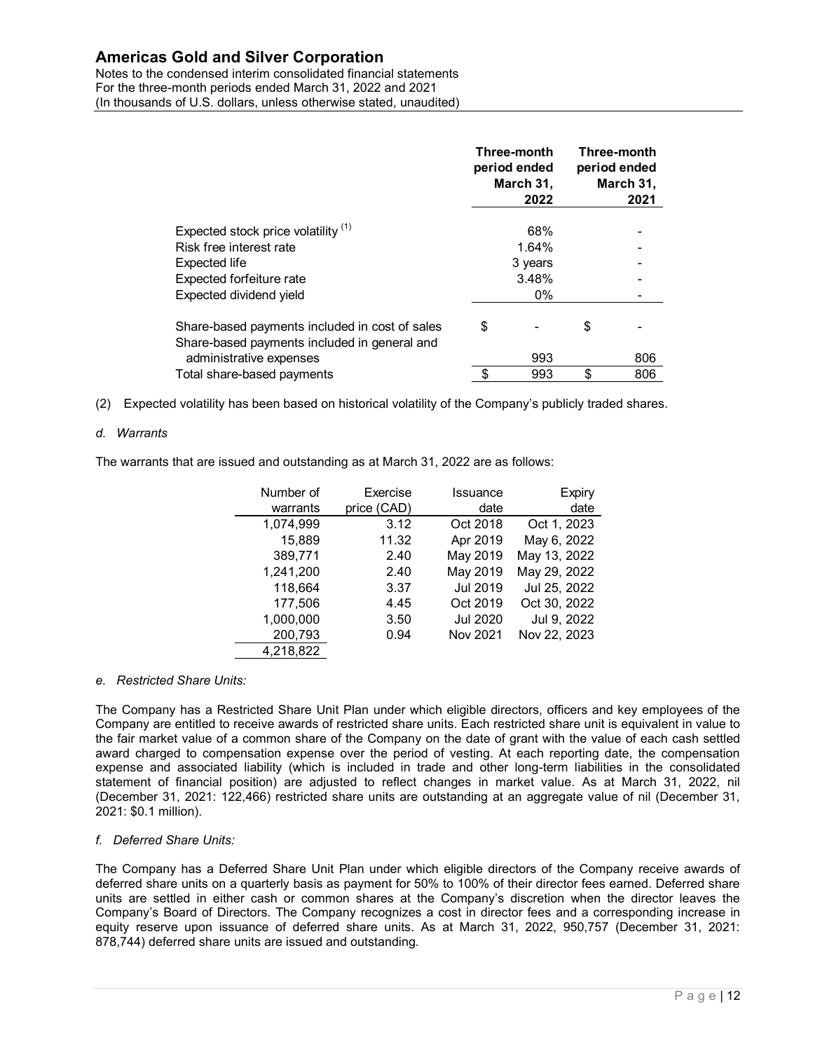| | Three-month period ended March 31, 2022 | | Three-month period ended March 31, 2021 |
|---|---|---|---|
| Expected stock price volatility [(1)] | 68% | | - |
| Risk free interest rate | 1.64% | | - |
| Expected life | 3 years | | - |
| Expected forfeiture rate | 3.48% | | - |
| Expected dividend yield | 0% | | - |
| Share-based payments included in cost of sales | $ - | | $ - |
| Share-based payments included in general and administrative expenses | 993 | | 806 |
| Total share-based payments | $ 993 | | $ 806 |

(2) Expected volatility has been based on historical volatility of the Company's publicly traded shares.

*d. Warrants*

The warrants that are issued and outstanding as at March 31, 2022 are as follows:

| Number of warrants | Exercise price (CAD) | Issuance date | Expiry date |
|---|---|---|---|
| 1,074,999 | 3.12 | Oct 2018 | Oct 1, 2023 |
| 15,889 | 11.32 | Apr 2019 | May 6, 2022 |
| 389,771 | 2.40 | May 2019 | May 13, 2022 |
| 1,241,200 | 2.40 | May 2019 | May 29, 2022 |
| 118,664 | 3.37 | Jul 2019 | Jul 25, 2022 |
| 177,506 | 4.45 | Oct 2019 | Oct 30, 2022 |
| 1,000,000 | 3.50 | Jul 2020 | Jul 9, 2022 |
| 200,793 | 0.94 | Nov 2021 | Nov 22, 2023 |
| 4,218,822 | | | |

*e. Restricted Share Units:*

The Company has a Restricted Share Unit Plan under which eligible directors, officers and key employees of the Company are entitled to receive awards of restricted share units. Each restricted share unit is equivalent in value to the fair market value of a common share of the Company on the date of grant with the value of each cash settled award charged to compensation expense over the period of vesting. At each reporting date, the compensation expense and associated liability (which is included in trade and other long-term liabilities in the consolidated statement of financial position) are adjusted to reflect changes in market value. As at March 31, 2022, nil (December 31, 2021: 122,466) restricted share units are outstanding at an aggregate value of nil (December 31, 2021: $0.1 million).

*f. Deferred Share Units:*

The Company has a Deferred Share Unit Plan under which eligible directors of the Company receive awards of deferred share units on a quarterly basis as payment for 50% to 100% of their director fees earned. Deferred share units are settled in either cash or common shares at the Company's discretion when the director leaves the Company's Board of Directors. The Company recognizes a cost in director fees and a corresponding increase in equity reserve upon issuance of deferred share units. As at March 31, 2022, 950,757 (December 31, 2021: 878,744) deferred share units are issued and outstanding.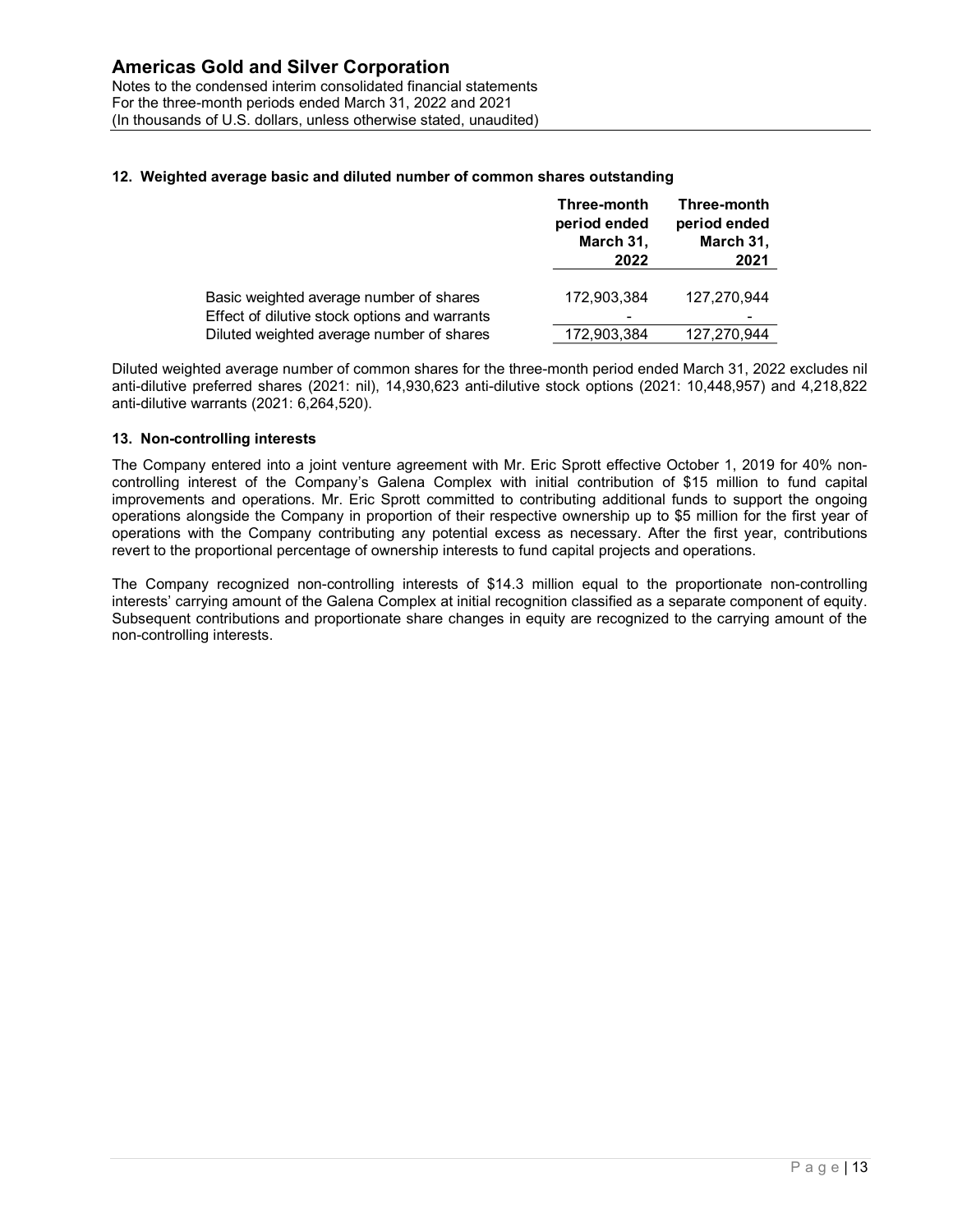## 12. Weighted average basic and diluted number of common shares outstanding

| | Three-month period ended March 31, 2022 | Three-month period ended March 31, 2021 |
|---|---|---|
| Basic weighted average number of shares | 172,903,384 | 127,270,944 |
| Effect of dilutive stock options and warrants | - | - |
| Diluted weighted average number of shares | 172,903,384 | 127,270,944 |

Diluted weighted average number of common shares for the three-month period ended March 31, 2022 excludes nil anti-dilutive preferred shares (2021: nil), 14,930,623 anti-dilutive stock options (2021: 10,448,957) and 4,218,822 anti-dilutive warrants (2021: 6,264,520).

## 13. Non-controlling interests

The Company entered into a joint venture agreement with Mr. Eric Sprott effective October 1, 2019 for 40% non-controlling interest of the Company's Galena Complex with initial contribution of $15 million to fund capital improvements and operations. Mr. Eric Sprott committed to contributing additional funds to support the ongoing operations alongside the Company in proportion of their respective ownership up to $5 million for the first year of operations with the Company contributing any potential excess as necessary. After the first year, contributions revert to the proportional percentage of ownership interests to fund capital projects and operations.

The Company recognized non-controlling interests of $14.3 million equal to the proportionate non-controlling interests' carrying amount of the Galena Complex at initial recognition classified as a separate component of equity. Subsequent contributions and proportionate share changes in equity are recognized to the carrying amount of the non-controlling interests.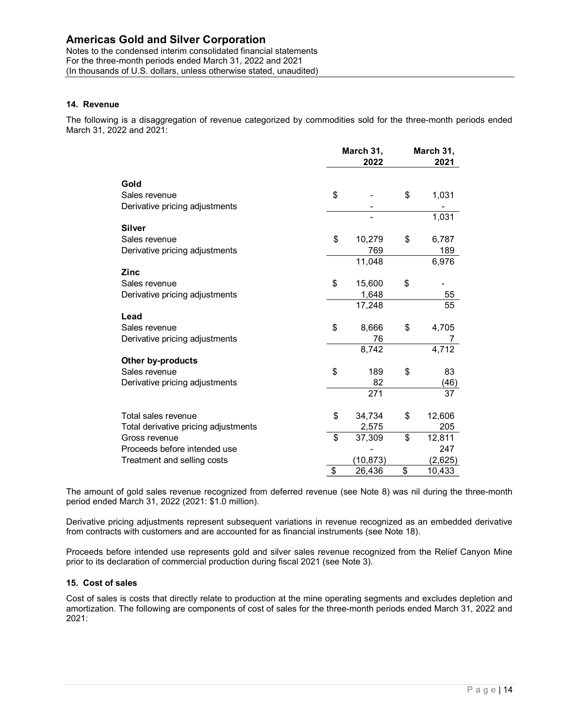## 14. Revenue

The following is a disaggregation of revenue categorized by commodities sold for the three-month periods ended March 31, 2022 and 2021:

| | March 31, 2022 | March 31, 2021 |
|---|---|---|
| **Gold** | | |
| Sales revenue | $ - | $ 1,031 |
| Derivative pricing adjustments | - | - |
| | - | 1,031 |
| **Silver** | | |
| Sales revenue | $ 10,279 | $ 6,787 |
| Derivative pricing adjustments | 769 | 189 |
| | 11,048 | 6,976 |
| **Zinc** | | |
| Sales revenue | $ 15,600 | $ - |
| Derivative pricing adjustments | 1,648 | 55 |
| | 17,248 | 55 |
| **Lead** | | |
| Sales revenue | $ 8,666 | $ 4,705 |
| Derivative pricing adjustments | 76 | 7 |
| | 8,742 | 4,712 |
| **Other by-products** | | |
| Sales revenue | $ 189 | $ 83 |
| Derivative pricing adjustments | 82 | (46) |
| | 271 | 37 |
| Total sales revenue | $ 34,734 | $ 12,606 |
| Total derivative pricing adjustments | 2,575 | 205 |
| Gross revenue | $ 37,309 | $ 12,811 |
| Proceeds before intended use | - | 247 |
| Treatment and selling costs | (10,873) | (2,625) |
| | $ 26,436 | $ 10,433 |

The amount of gold sales revenue recognized from deferred revenue (see Note 8) was nil during the three-month period ended March 31, 2022 (2021: $1.0 million).

Derivative pricing adjustments represent subsequent variations in revenue recognized as an embedded derivative from contracts with customers and are accounted for as financial instruments (see Note 18).

Proceeds before intended use represents gold and silver sales revenue recognized from the Relief Canyon Mine prior to its declaration of commercial production during fiscal 2021 (see Note 3).

## 15. Cost of sales

Cost of sales is costs that directly relate to production at the mine operating segments and excludes depletion and amortization. The following are components of cost of sales for the three-month periods ended March 31, 2022 and 2021: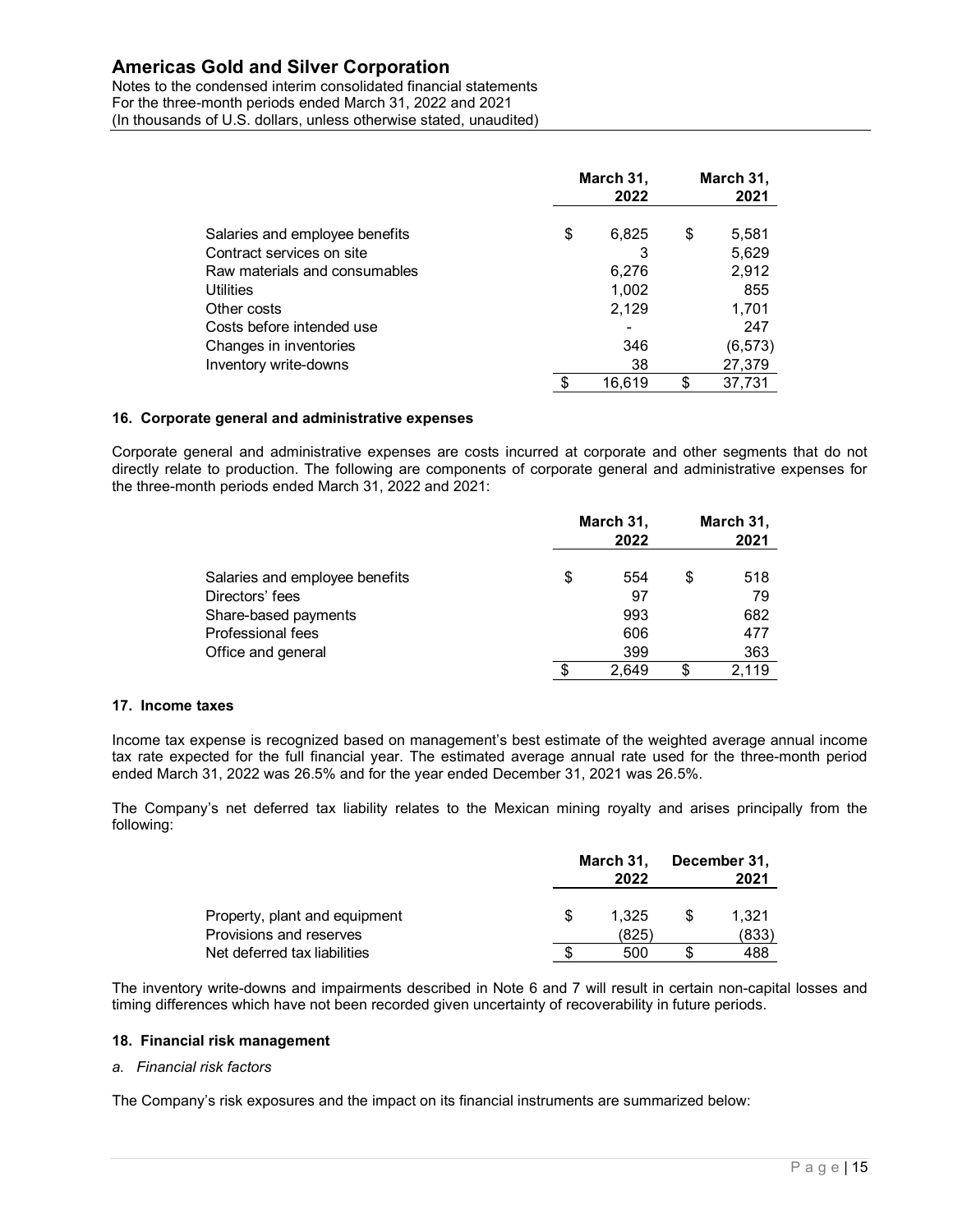| | March 31, 2022 | March 31, 2021 |
|---|---|---|
| Salaries and employee benefits | $ 6,825 | $ 5,581 |
| Contract services on site | 3 | 5,629 |
| Raw materials and consumables | 6,276 | 2,912 |
| Utilities | 1,002 | 855 |
| Other costs | 2,129 | 1,701 |
| Costs before intended use | - | 247 |
| Changes in inventories | 346 | (6,573) |
| Inventory write-downs | 38 | 27,379 |
| | $ 16,619 | $ 37,731 |

### 16. Corporate general and administrative expenses

Corporate general and administrative expenses are costs incurred at corporate and other segments that do not directly relate to production. The following are components of corporate general and administrative expenses for the three-month periods ended March 31, 2022 and 2021:

| | March 31, 2022 | March 31, 2021 |
|---|---|---|
| Salaries and employee benefits | $ 554 | $ 518 |
| Directors' fees | 97 | 79 |
| Share-based payments | 993 | 682 |
| Professional fees | 606 | 477 |
| Office and general | 399 | 363 |
| | $ 2,649 | $ 2,119 |

### 17. Income taxes

Income tax expense is recognized based on management's best estimate of the weighted average annual income tax rate expected for the full financial year. The estimated average annual rate used for the three-month period ended March 31, 2022 was 26.5% and for the year ended December 31, 2021 was 26.5%.

The Company's net deferred tax liability relates to the Mexican mining royalty and arises principally from the following:

| | March 31, 2022 | December 31, 2021 |
|---|---|---|
| Property, plant and equipment | $ 1,325 | $ 1,321 |
| Provisions and reserves | (825) | (833) |
| Net deferred tax liabilities | $ 500 | $ 488 |

The inventory write-downs and impairments described in Note 6 and 7 will result in certain non-capital losses and timing differences which have not been recorded given uncertainty of recoverability in future periods.

### 18. Financial risk management

*a. Financial risk factors*

The Company's risk exposures and the impact on its financial instruments are summarized below: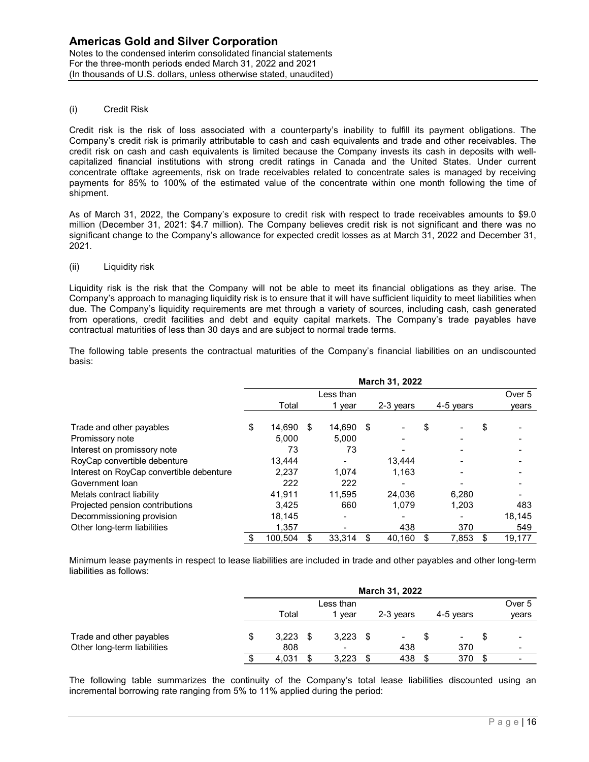(i) Credit Risk

Credit risk is the risk of loss associated with a counterparty's inability to fulfill its payment obligations. The Company's credit risk is primarily attributable to cash and cash equivalents and trade and other receivables. The credit risk on cash and cash equivalents is limited because the Company invests its cash in deposits with well-capitalized financial institutions with strong credit ratings in Canada and the United States. Under current concentrate offtake agreements, risk on trade receivables related to concentrate sales is managed by receiving payments for 85% to 100% of the estimated value of the concentrate within one month following the time of shipment.

As of March 31, 2022, the Company's exposure to credit risk with respect to trade receivables amounts to $9.0 million (December 31, 2021: $4.7 million). The Company believes credit risk is not significant and there was no significant change to the Company's allowance for expected credit losses as at March 31, 2022 and December 31, 2021.

(ii) Liquidity risk

Liquidity risk is the risk that the Company will not be able to meet its financial obligations as they arise. The Company's approach to managing liquidity risk is to ensure that it will have sufficient liquidity to meet liabilities when due. The Company's liquidity requirements are met through a variety of sources, including cash, cash generated from operations, credit facilities and debt and equity capital markets. The Company's trade payables have contractual maturities of less than 30 days and are subject to normal trade terms.

The following table presents the contractual maturities of the Company's financial liabilities on an undiscounted basis:

| | March 31, 2022 | | | | |
|---|---|---|---|---|---|
| | Total | Less than 1 year | 2-3 years | 4-5 years | Over 5 years |
| Trade and other payables | $ 14,690 | $ 14,690 | $ - | $ - | $ - |
| Promissory note | 5,000 | 5,000 | - | - | - |
| Interest on promissory note | 73 | 73 | - | - | - |
| RoyCap convertible debenture | 13,444 | - | 13,444 | - | - |
| Interest on RoyCap convertible debenture | 2,237 | 1,074 | 1,163 | - | - |
| Government loan | 222 | 222 | - | - | - |
| Metals contract liability | 41,911 | 11,595 | 24,036 | 6,280 | - |
| Projected pension contributions | 3,425 | 660 | 1,079 | 1,203 | 483 |
| Decommissioning provision | 18,145 | - | - | - | 18,145 |
| Other long-term liabilities | 1,357 | - | 438 | 370 | 549 |
| | $ 100,504 | $ 33,314 | $ 40,160 | $ 7,853 | $ 19,177 |

Minimum lease payments in respect to lease liabilities are included in trade and other payables and other long-term liabilities as follows:

| | March 31, 2022 | | | | |
|---|---|---|---|---|---|
| | Total | Less than 1 year | 2-3 years | 4-5 years | Over 5 years |
| Trade and other payables | $ 3,223 | $ 3,223 | $ - | $ - | $ - |
| Other long-term liabilities | 808 | - | 438 | 370 | - |
| | $ 4,031 | $ 3,223 | $ 438 | $ 370 | $ - |

The following table summarizes the continuity of the Company's total lease liabilities discounted using an incremental borrowing rate ranging from 5% to 11% applied during the period: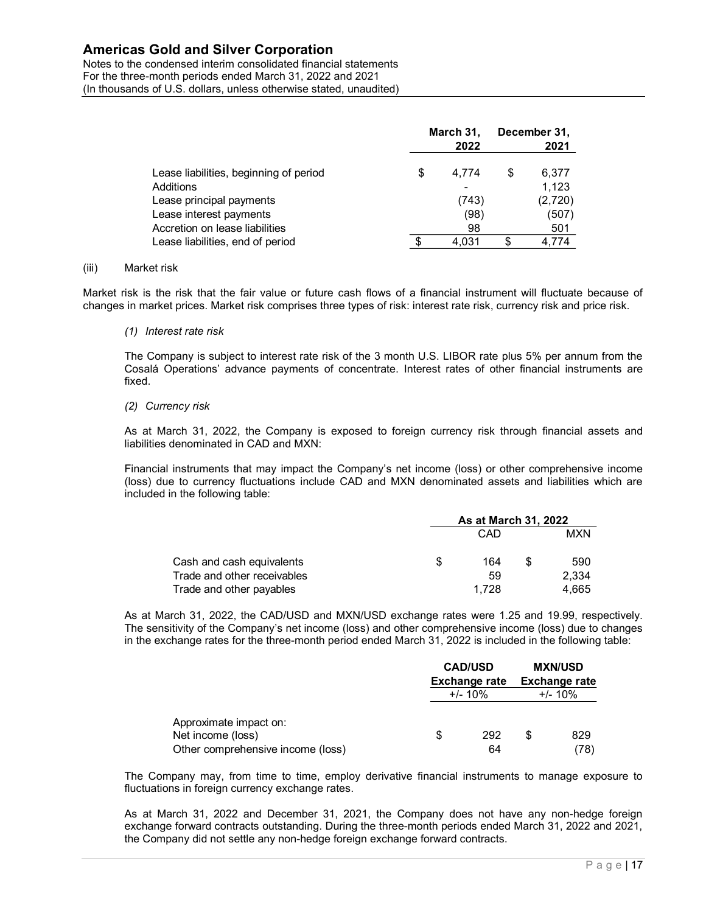| | March 31, 2022 | December 31, 2021 |
|---|---|---|
| Lease liabilities, beginning of period | $ 4,774 | $ 6,377 |
| Additions | - | 1,123 |
| Lease principal payments | (743) | (2,720) |
| Lease interest payments | (98) | (507) |
| Accretion on lease liabilities | 98 | 501 |
| Lease liabilities, end of period | $ 4,031 | $ 4,774 |

(iii) Market risk

Market risk is the risk that the fair value or future cash flows of a financial instrument will fluctuate because of changes in market prices. Market risk comprises three types of risk: interest rate risk, currency risk and price risk.

*(1) Interest rate risk*

The Company is subject to interest rate risk of the 3 month U.S. LIBOR rate plus 5% per annum from the Cosalá Operations' advance payments of concentrate. Interest rates of other financial instruments are fixed.

*(2) Currency risk*

As at March 31, 2022, the Company is exposed to foreign currency risk through financial assets and liabilities denominated in CAD and MXN:

Financial instruments that may impact the Company's net income (loss) or other comprehensive income (loss) due to currency fluctuations include CAD and MXN denominated assets and liabilities which are included in the following table:

| | As at March 31, 2022 | |
|---|---|---|
| | CAD | MXN |
| Cash and cash equivalents | $ 164 | $ 590 |
| Trade and other receivables | 59 | 2,334 |
| Trade and other payables | 1,728 | 4,665 |

As at March 31, 2022, the CAD/USD and MXN/USD exchange rates were 1.25 and 19.99, respectively. The sensitivity of the Company's net income (loss) and other comprehensive income (loss) due to changes in the exchange rates for the three-month period ended March 31, 2022 is included in the following table:

| | CAD/USD Exchange rate +/- 10% | MXN/USD Exchange rate +/- 10% |
|---|---|---|
| Approximate impact on: | | |
| Net income (loss) | $ 292 | $ 829 |
| Other comprehensive income (loss) | 64 | (78) |

The Company may, from time to time, employ derivative financial instruments to manage exposure to fluctuations in foreign currency exchange rates.

As at March 31, 2022 and December 31, 2021, the Company does not have any non-hedge foreign exchange forward contracts outstanding. During the three-month periods ended March 31, 2022 and 2021, the Company did not settle any non-hedge foreign exchange forward contracts.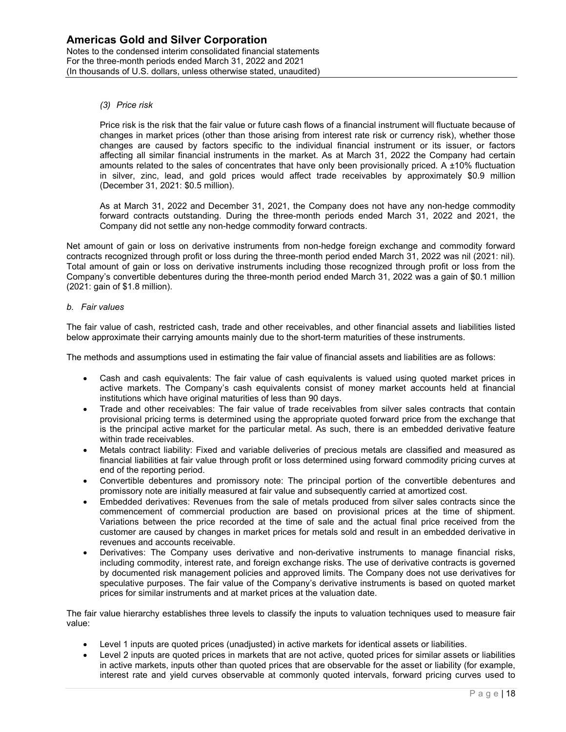*(3) Price risk*

Price risk is the risk that the fair value or future cash flows of a financial instrument will fluctuate because of changes in market prices (other than those arising from interest rate risk or currency risk), whether those changes are caused by factors specific to the individual financial instrument or its issuer, or factors affecting all similar financial instruments in the market. As at March 31, 2022 the Company had certain amounts related to the sales of concentrates that have only been provisionally priced. A ±10% fluctuation in silver, zinc, lead, and gold prices would affect trade receivables by approximately \$0.9 million (December 31, 2021: \$0.5 million).

As at March 31, 2022 and December 31, 2021, the Company does not have any non-hedge commodity forward contracts outstanding. During the three-month periods ended March 31, 2022 and 2021, the Company did not settle any non-hedge commodity forward contracts.

Net amount of gain or loss on derivative instruments from non-hedge foreign exchange and commodity forward contracts recognized through profit or loss during the three-month period ended March 31, 2022 was nil (2021: nil). Total amount of gain or loss on derivative instruments including those recognized through profit or loss from the Company's convertible debentures during the three-month period ended March 31, 2022 was a gain of \$0.1 million (2021: gain of \$1.8 million).

*b. Fair values*

The fair value of cash, restricted cash, trade and other receivables, and other financial assets and liabilities listed below approximate their carrying amounts mainly due to the short-term maturities of these instruments.

The methods and assumptions used in estimating the fair value of financial assets and liabilities are as follows:

- Cash and cash equivalents: The fair value of cash equivalents is valued using quoted market prices in active markets. The Company's cash equivalents consist of money market accounts held at financial institutions which have original maturities of less than 90 days.
- Trade and other receivables: The fair value of trade receivables from silver sales contracts that contain provisional pricing terms is determined using the appropriate quoted forward price from the exchange that is the principal active market for the particular metal. As such, there is an embedded derivative feature within trade receivables.
- Metals contract liability: Fixed and variable deliveries of precious metals are classified and measured as financial liabilities at fair value through profit or loss determined using forward commodity pricing curves at end of the reporting period.
- Convertible debentures and promissory note: The principal portion of the convertible debentures and promissory note are initially measured at fair value and subsequently carried at amortized cost.
- Embedded derivatives: Revenues from the sale of metals produced from silver sales contracts since the commencement of commercial production are based on provisional prices at the time of shipment. Variations between the price recorded at the time of sale and the actual final price received from the customer are caused by changes in market prices for metals sold and result in an embedded derivative in revenues and accounts receivable.
- Derivatives: The Company uses derivative and non-derivative instruments to manage financial risks, including commodity, interest rate, and foreign exchange risks. The use of derivative contracts is governed by documented risk management policies and approved limits. The Company does not use derivatives for speculative purposes. The fair value of the Company's derivative instruments is based on quoted market prices for similar instruments and at market prices at the valuation date.

The fair value hierarchy establishes three levels to classify the inputs to valuation techniques used to measure fair value:

- Level 1 inputs are quoted prices (unadjusted) in active markets for identical assets or liabilities.
- Level 2 inputs are quoted prices in markets that are not active, quoted prices for similar assets or liabilities in active markets, inputs other than quoted prices that are observable for the asset or liability (for example, interest rate and yield curves observable at commonly quoted intervals, forward pricing curves used to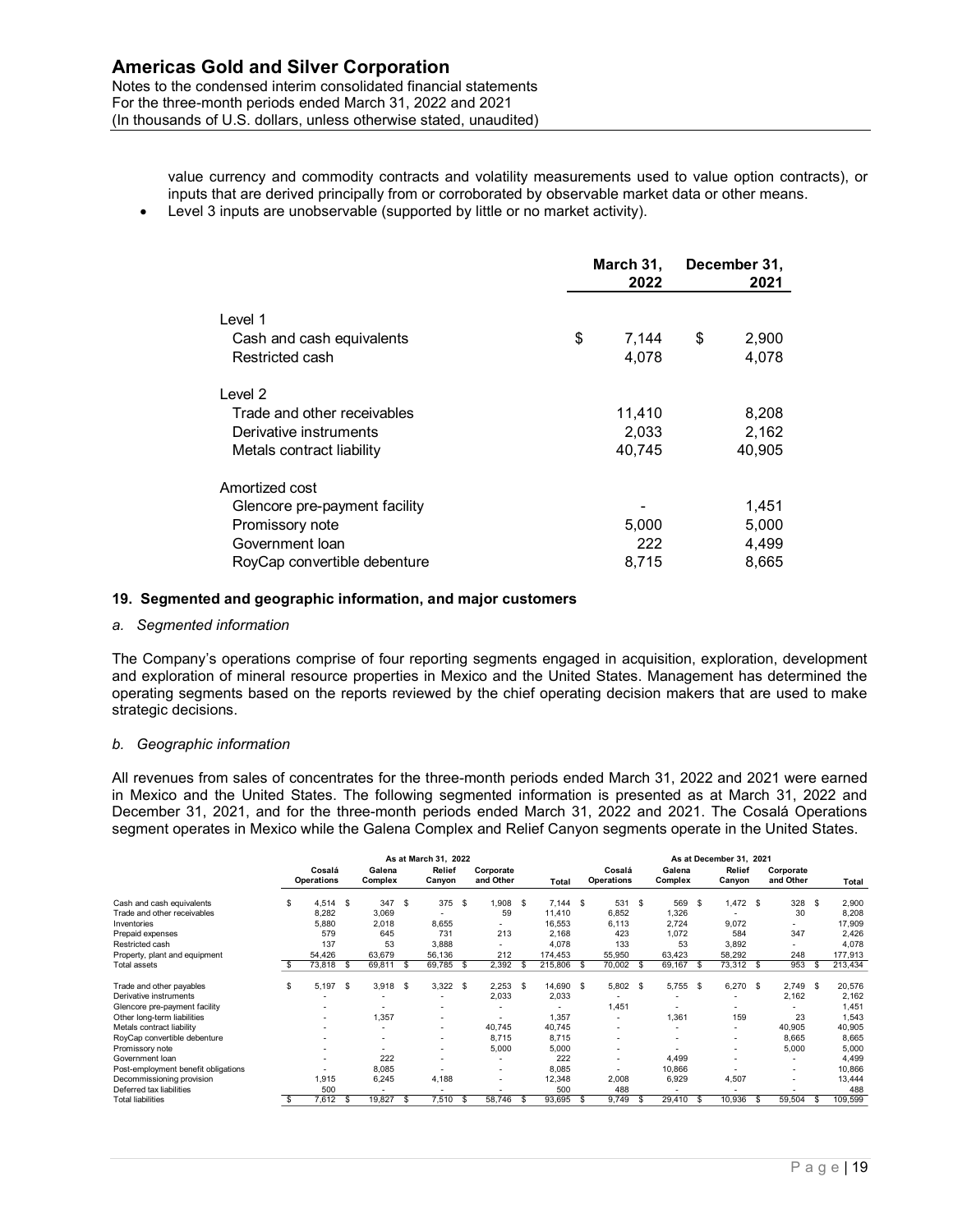value currency and commodity contracts and volatility measurements used to value option contracts), or inputs that are derived principally from or corroborated by observable market data or other means.

- Level 3 inputs are unobservable (supported by little or no market activity).

| | March 31, 2022 | December 31, 2021 |
|---|---|---|
| Level 1 | | |
| Cash and cash equivalents | $ 7,144 | $ 2,900 |
| Restricted cash | 4,078 | 4,078 |
| Level 2 | | |
| Trade and other receivables | 11,410 | 8,208 |
| Derivative instruments | 2,033 | 2,162 |
| Metals contract liability | 40,745 | 40,905 |
| Amortized cost | | |
| Glencore pre-payment facility | - | 1,451 |
| Promissory note | 5,000 | 5,000 |
| Government loan | 222 | 4,499 |
| RoyCap convertible debenture | 8,715 | 8,665 |

## 19. Segmented and geographic information, and major customers

*a. Segmented information*

The Company's operations comprise of four reporting segments engaged in acquisition, exploration, development and exploration of mineral resource properties in Mexico and the United States. Management has determined the operating segments based on the reports reviewed by the chief operating decision makers that are used to make strategic decisions.

*b. Geographic information*

All revenues from sales of concentrates for the three-month periods ended March 31, 2022 and 2021 were earned in Mexico and the United States. The following segmented information is presented as at March 31, 2022 and December 31, 2021, and for the three-month periods ended March 31, 2022 and 2021. The Cosalá Operations segment operates in Mexico while the Galena Complex and Relief Canyon segments operate in the United States.

| | As at March 31, 2022 | | | | | As at December 31, 2021 | | | | |
|---|---|---|---|---|---|---|---|---|---|---|
| | Cosalá Operations | Galena Complex | Relief Canyon | Corporate and Other | Total | Cosalá Operations | Galena Complex | Relief Canyon | Corporate and Other | Total |
| Cash and cash equivalents | $ 4,514 | $ 347 | $ 375 | $ 1,908 | $ 7,144 | $ 531 | $ 569 | $ 1,472 | $ 328 | $ 2,900 |
| Trade and other receivables | 8,282 | 3,069 | - | 59 | 11,410 | 6,852 | 1,326 | - | 30 | 8,208 |
| Inventories | 5,880 | 2,018 | 8,655 | - | 16,553 | 6,113 | 2,724 | 9,072 | - | 17,909 |
| Prepaid expenses | 579 | 645 | 731 | 213 | 2,168 | 423 | 1,072 | 584 | 347 | 2,426 |
| Restricted cash | 137 | 53 | 3,888 | - | 4,078 | 133 | 53 | 3,892 | - | 4,078 |
| Property, plant and equipment | 54,426 | 63,679 | 56,136 | 212 | 174,453 | 55,950 | 63,423 | 58,292 | 248 | 177,913 |
| Total assets | $ 73,818 | $ 69,811 | $ 69,785 | $ 2,392 | $ 215,806 | $ 70,002 | $ 69,167 | $ 73,312 | $ 953 | $ 213,434 |
| Trade and other payables | $ 5,197 | $ 3,918 | $ 3,322 | $ 2,253 | $ 14,690 | $ 5,802 | $ 5,755 | $ 6,270 | $ 2,749 | $ 20,576 |
| Derivative instruments | - | - | - | 2,033 | 2,033 | - | - | - | 2,162 | 2,162 |
| Glencore pre-payment facility | - | - | - | - | - | 1,451 | - | - | - | 1,451 |
| Other long-term liabilities | - | 1,357 | - | - | 1,357 | - | 1,361 | 159 | 23 | 1,543 |
| Metals contract liability | - | - | - | 40,745 | 40,745 | - | - | - | 40,905 | 40,905 |
| RoyCap convertible debenture | - | - | - | 8,715 | 8,715 | - | - | - | 8,665 | 8,665 |
| Promissory note | - | - | - | 5,000 | 5,000 | - | - | - | 5,000 | 5,000 |
| Government loan | - | 222 | - | - | 222 | - | 4,499 | - | - | 4,499 |
| Post-employment benefit obligations | - | 8,085 | - | - | 8,085 | - | 10,866 | - | - | 10,866 |
| Decommissioning provision | 1,915 | 6,245 | 4,188 | - | 12,348 | 2,008 | 6,929 | 4,507 | - | 13,444 |
| Deferred tax liabilities | 500 | - | - | - | 500 | 488 | - | - | - | 488 |
| Total liabilities | $ 7,612 | $ 19,827 | $ 7,510 | $ 58,746 | $ 93,695 | $ 9,749 | $ 29,410 | $ 10,936 | $ 59,504 | $ 109,599 |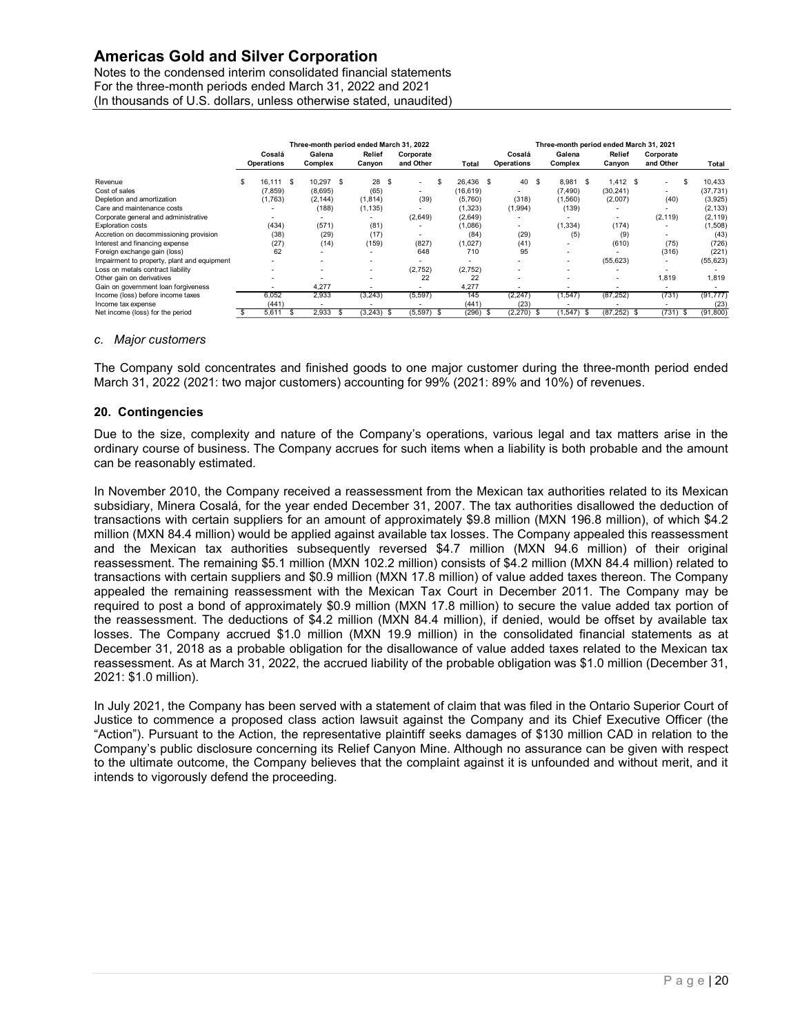| | Three-month period ended March 31, 2022 | | | | | Three-month period ended March 31, 2021 | | | | |
|---|---|---|---|---|---|---|---|---|---|---|
| | Cosalá Operations | Galena Complex | Relief Canyon | Corporate and Other | Total | Cosalá Operations | Galena Complex | Relief Canyon | Corporate and Other | Total |
| Revenue | $ 16,111 | $ 10,297 | $ 28 | $ - | $ 26,436 | $ 40 | $ 8,981 | $ 1,412 | $ - | $ 10,433 |
| Cost of sales | (7,859) | (8,695) | (65) | - | (16,619) | - | (7,490) | (30,241) | - | (37,731) |
| Depletion and amortization | (1,763) | (2,144) | (1,814) | (39) | (5,760) | (318) | (1,560) | (2,007) | (40) | (3,925) |
| Care and maintenance costs | - | (188) | (1,135) | - | (1,323) | (1,994) | (139) | - | - | (2,133) |
| Corporate general and administrative | - | - | - | (2,649) | (2,649) | - | - | - | (2,119) | (2,119) |
| Exploration costs | (434) | (571) | (81) | - | (1,086) | - | (1,334) | (174) | - | (1,508) |
| Accretion on decommissioning provision | (38) | (29) | (17) | - | (84) | (29) | (5) | (9) | - | (43) |
| Interest and financing expense | (27) | (14) | (159) | (827) | (1,027) | (41) | - | (610) | (75) | (726) |
| Foreign exchange gain (loss) | 62 | - | - | 648 | 710 | 95 | - | - | (316) | (221) |
| Impairment to property, plant and equipment | - | - | - | - | - | - | - | (55,623) | - | (55,623) |
| Loss on metals contract liability | - | - | - | (2,752) | (2,752) | - | - | - | - | - |
| Other gain on derivatives | - | - | - | 22 | 22 | - | - | - | 1,819 | 1,819 |
| Gain on government loan forgiveness | - | 4,277 | - | - | 4,277 | - | - | - | - | - |
| Income (loss) before income taxes | 6,052 | 2,933 | (3,243) | (5,597) | 145 | (2,247) | (1,547) | (87,252) | (731) | (91,777) |
| Income tax expense | (441) | - | - | - | (441) | (23) | - | - | - | (23) |
| Net income (loss) for the period | $ 5,611 | $ 2,933 | $ (3,243) | $ (5,597) | $ (296) | $ (2,270) | $ (1,547) | $ (87,252) | $ (731) | $ (91,800) |

*c. Major customers*

The Company sold concentrates and finished goods to one major customer during the three-month period ended March 31, 2022 (2021: two major customers) accounting for 99% (2021: 89% and 10%) of revenues.

## 20. Contingencies

Due to the size, complexity and nature of the Company's operations, various legal and tax matters arise in the ordinary course of business. The Company accrues for such items when a liability is both probable and the amount can be reasonably estimated.

In November 2010, the Company received a reassessment from the Mexican tax authorities related to its Mexican subsidiary, Minera Cosalá, for the year ended December 31, 2007. The tax authorities disallowed the deduction of transactions with certain suppliers for an amount of approximately $9.8 million (MXN 196.8 million), of which $4.2 million (MXN 84.4 million) would be applied against available tax losses. The Company appealed this reassessment and the Mexican tax authorities subsequently reversed $4.7 million (MXN 94.6 million) of their original reassessment. The remaining $5.1 million (MXN 102.2 million) consists of $4.2 million (MXN 84.4 million) related to transactions with certain suppliers and $0.9 million (MXN 17.8 million) of value added taxes thereon. The Company appealed the remaining reassessment with the Mexican Tax Court in December 2011. The Company may be required to post a bond of approximately $0.9 million (MXN 17.8 million) to secure the value added tax portion of the reassessment. The deductions of $4.2 million (MXN 84.4 million), if denied, would be offset by available tax losses. The Company accrued $1.0 million (MXN 19.9 million) in the consolidated financial statements as at December 31, 2018 as a probable obligation for the disallowance of value added taxes related to the Mexican tax reassessment. As at March 31, 2022, the accrued liability of the probable obligation was $1.0 million (December 31, 2021: $1.0 million).

In July 2021, the Company has been served with a statement of claim that was filed in the Ontario Superior Court of Justice to commence a proposed class action lawsuit against the Company and its Chief Executive Officer (the "Action"). Pursuant to the Action, the representative plaintiff seeks damages of $130 million CAD in relation to the Company's public disclosure concerning its Relief Canyon Mine. Although no assurance can be given with respect to the ultimate outcome, the Company believes that the complaint against it is unfounded and without merit, and it intends to vigorously defend the proceeding.